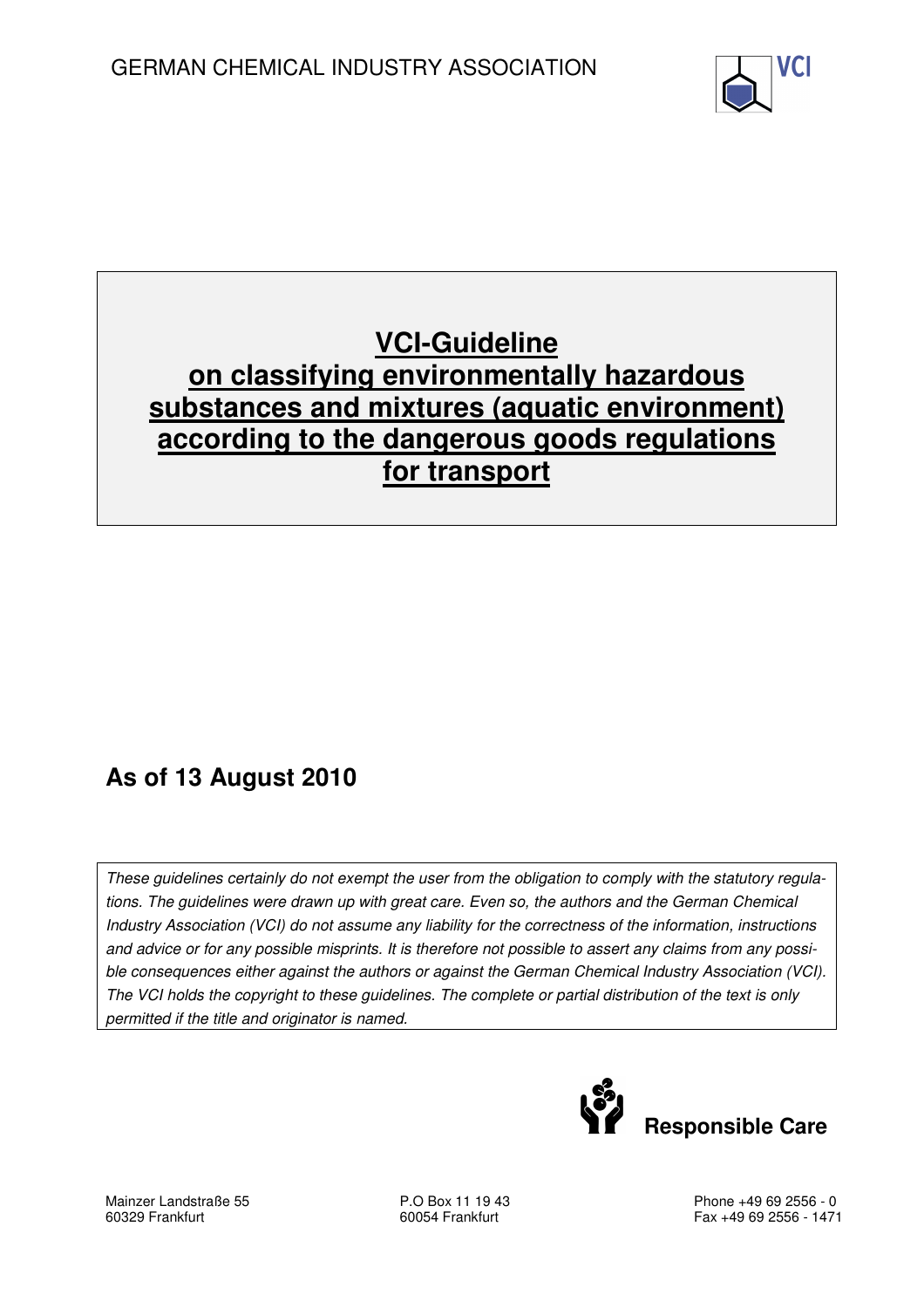GERMAN CHEMICAL INDUSTRY ASSOCIATION

VCI

# VCI-Guideline on classifying environmentally hazardous substances and mixtures (aquatic environment) according to the dangerous goods regulations for transport

## As of 13 August 2010

*These guidelines certainly do not exempt the user from the obligation to comply with the statutory regulations. The guidelines were drawn up with great care. Even so, the authors and the German Chemical Industry Association (VCI) do not assume any liability for the correctness of the information, instructions and advice or for any possible misprints. It is therefore not possible to assert any claims from any possible consequences either against the authors or against the German Chemical Industry Association (VCI). The VCI holds the copyright to these guidelines. The complete or partial distribution of the text is only permitted if the title and originator is named.*

**Responsible Care**

Mainzer Landstraße 55
60329 Frankfurt

P.O Box 11 19 43
60054 Frankfurt

Phone +49 69 2556 - 0
Fax +49 69 2556 - 1471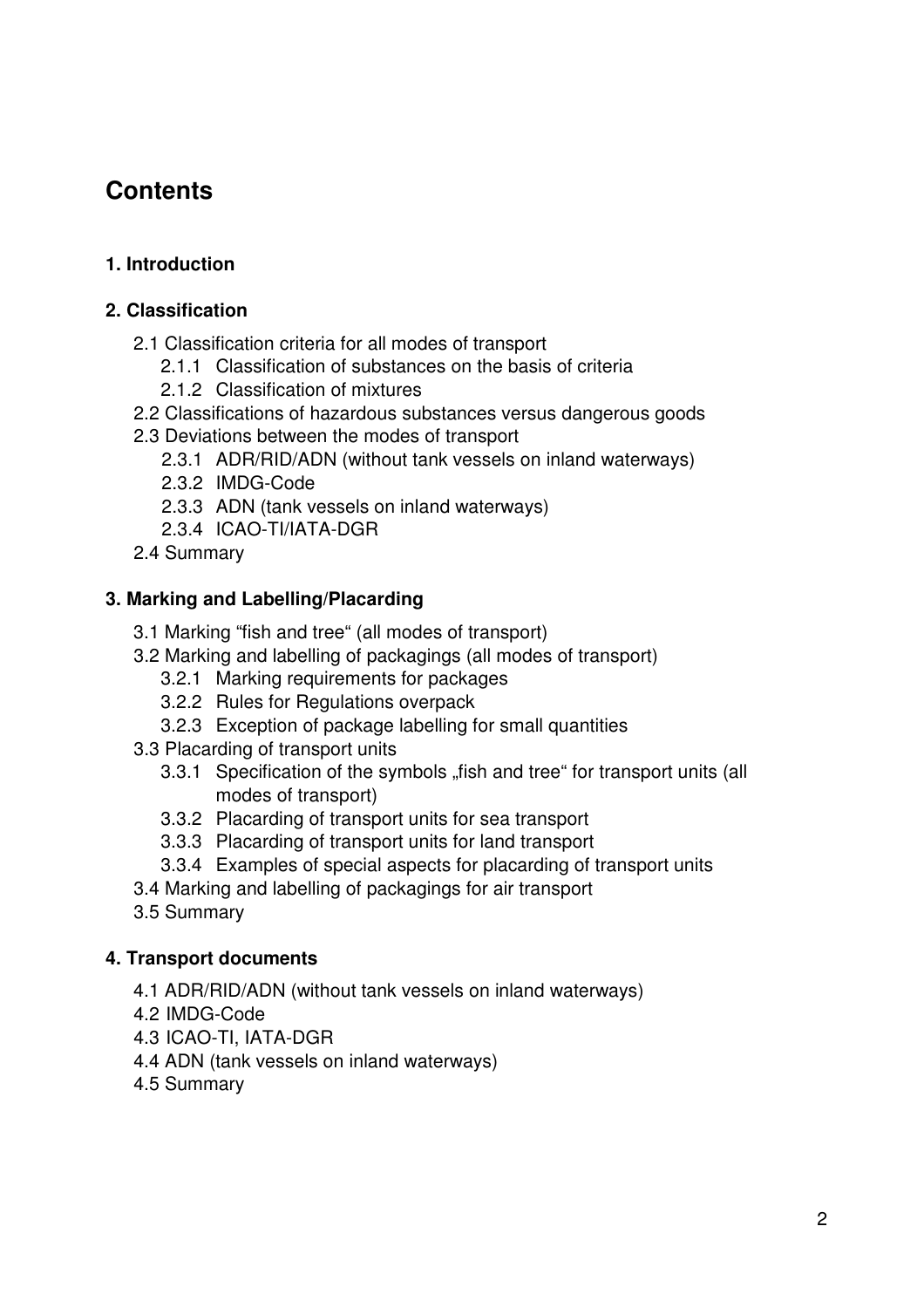# Contents

**1. Introduction**

**2. Classification**

- 2.1 Classification criteria for all modes of transport
  - 2.1.1 Classification of substances on the basis of criteria
  - 2.1.2 Classification of mixtures
- 2.2 Classifications of hazardous substances versus dangerous goods
- 2.3 Deviations between the modes of transport
  - 2.3.1 ADR/RID/ADN (without tank vessels on inland waterways)
  - 2.3.2 IMDG-Code
  - 2.3.3 ADN (tank vessels on inland waterways)
  - 2.3.4 ICAO-TI/IATA-DGR
- 2.4 Summary

**3. Marking and Labelling/Placarding**

- 3.1 Marking "fish and tree" (all modes of transport)
- 3.2 Marking and labelling of packagings (all modes of transport)
  - 3.2.1 Marking requirements for packages
  - 3.2.2 Rules for Regulations overpack
  - 3.2.3 Exception of package labelling for small quantities
- 3.3 Placarding of transport units
  - 3.3.1 Specification of the symbols „fish and tree" for transport units (all modes of transport)
  - 3.3.2 Placarding of transport units for sea transport
  - 3.3.3 Placarding of transport units for land transport
  - 3.3.4 Examples of special aspects for placarding of transport units
- 3.4 Marking and labelling of packagings for air transport
- 3.5 Summary

**4. Transport documents**

- 4.1 ADR/RID/ADN (without tank vessels on inland waterways)
- 4.2 IMDG-Code
- 4.3 ICAO-TI, IATA-DGR
- 4.4 ADN (tank vessels on inland waterways)
- 4.5 Summary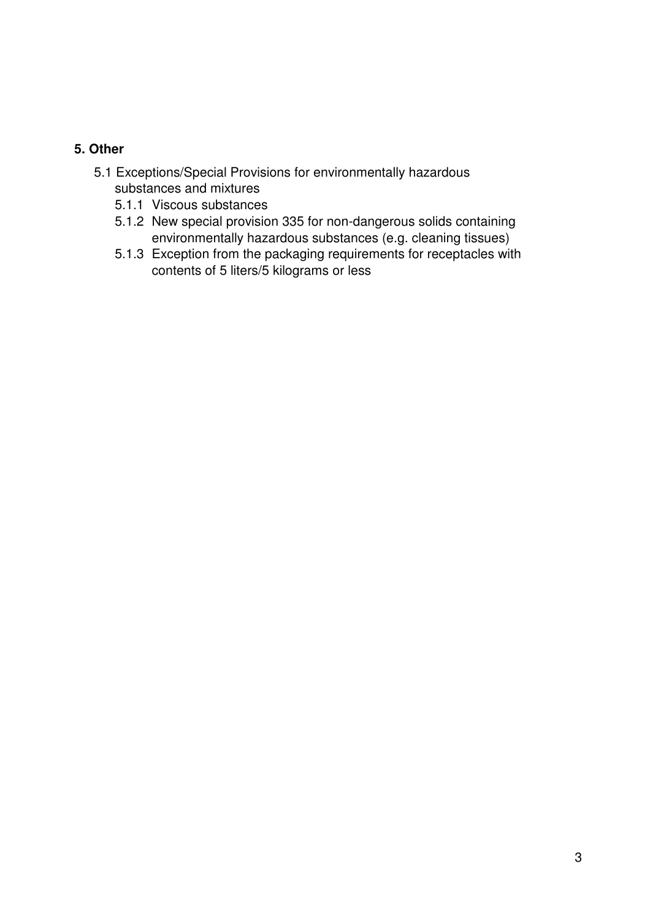## 5. Other

- 5.1 Exceptions/Special Provisions for environmentally hazardous substances and mixtures
  - 5.1.1 Viscous substances
  - 5.1.2 New special provision 335 for non-dangerous solids containing environmentally hazardous substances (e.g. cleaning tissues)
  - 5.1.3 Exception from the packaging requirements for receptacles with contents of 5 liters/5 kilograms or less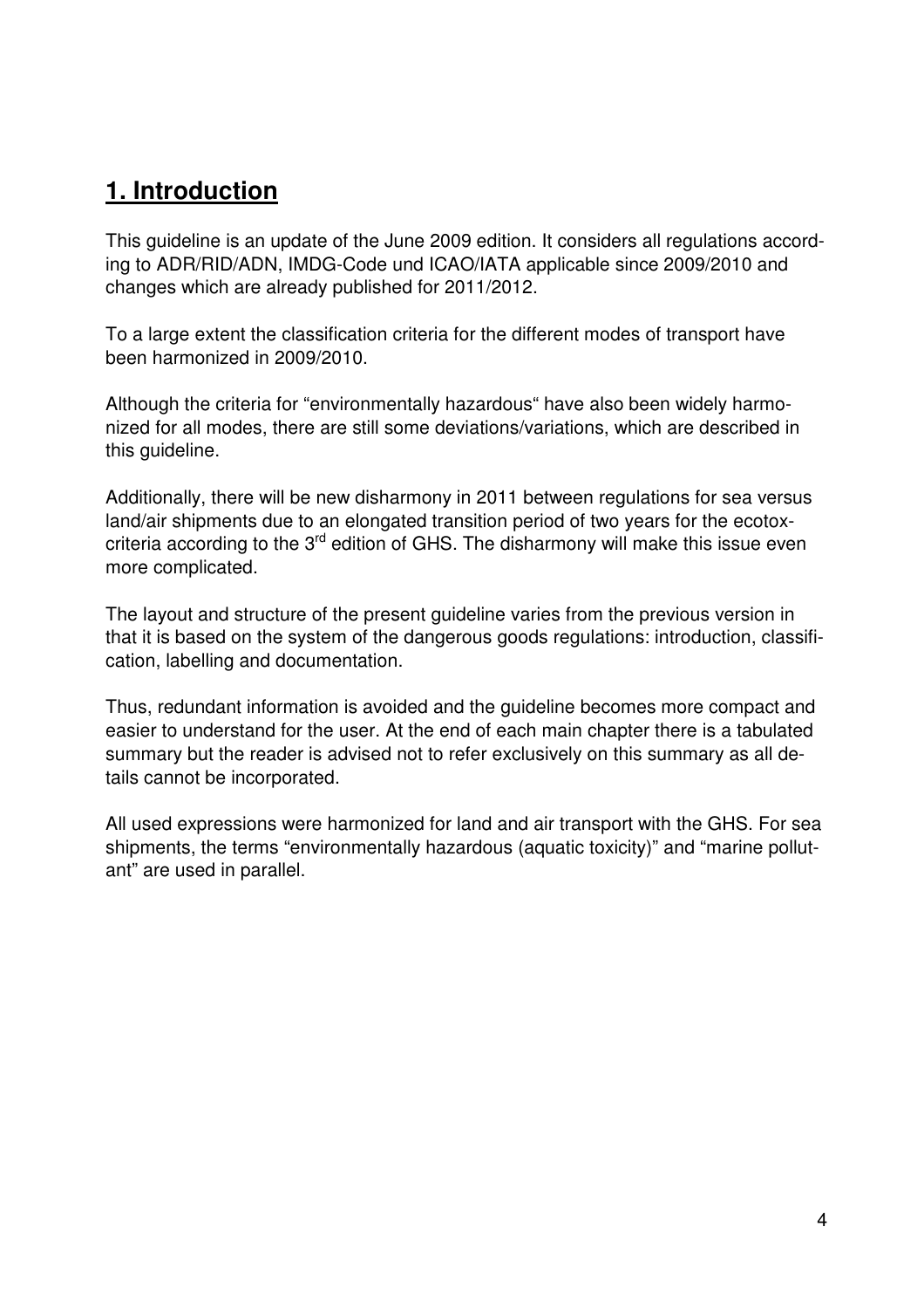# 1. Introduction

This guideline is an update of the June 2009 edition. It considers all regulations according to ADR/RID/ADN, IMDG-Code und ICAO/IATA applicable since 2009/2010 and changes which are already published for 2011/2012.

To a large extent the classification criteria for the different modes of transport have been harmonized in 2009/2010.

Although the criteria for “environmentally hazardous“ have also been widely harmonized for all modes, there are still some deviations/variations, which are described in this guideline.

Additionally, there will be new disharmony in 2011 between regulations for sea versus land/air shipments due to an elongated transition period of two years for the ecotox-criteria according to the 3rd edition of GHS. The disharmony will make this issue even more complicated.

The layout and structure of the present guideline varies from the previous version in that it is based on the system of the dangerous goods regulations: introduction, classification, labelling and documentation.

Thus, redundant information is avoided and the guideline becomes more compact and easier to understand for the user. At the end of each main chapter there is a tabulated summary but the reader is advised not to refer exclusively on this summary as all details cannot be incorporated.

All used expressions were harmonized for land and air transport with the GHS. For sea shipments, the terms “environmentally hazardous (aquatic toxicity)” and “marine pollutant” are used in parallel.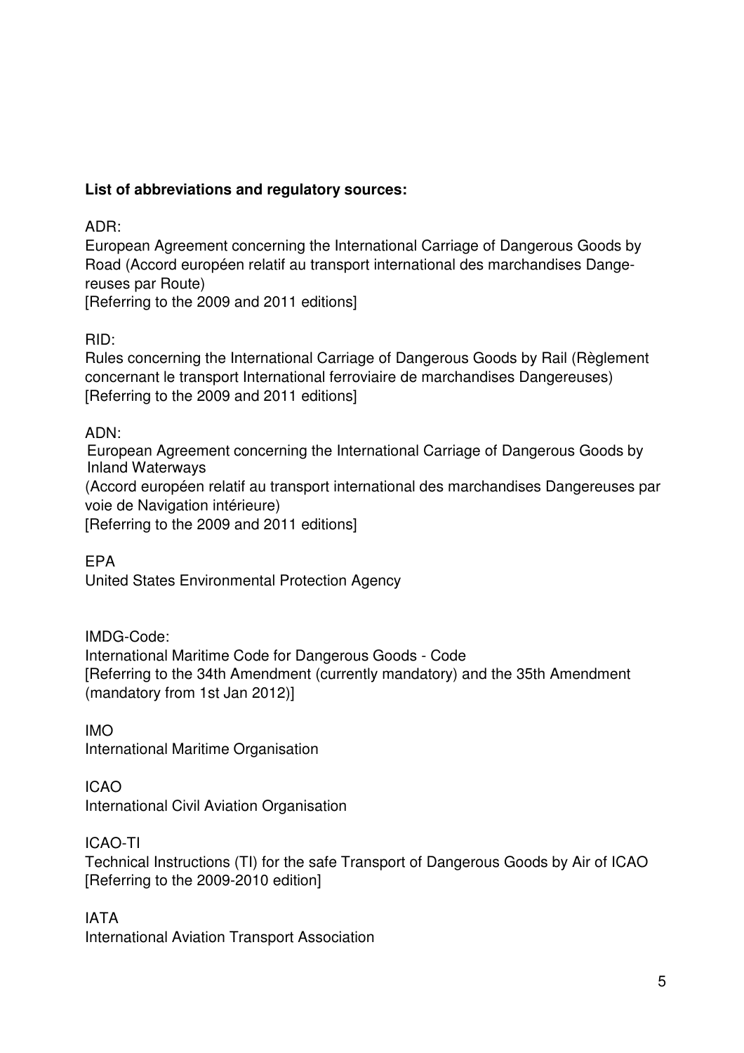**List of abbreviations and regulatory sources:**

ADR:
European Agreement concerning the International Carriage of Dangerous Goods by Road (Accord européen relatif au transport international des marchandises Dangereuses par Route)
[Referring to the 2009 and 2011 editions]

RID:
Rules concerning the International Carriage of Dangerous Goods by Rail (Règlement concernant le transport International ferroviaire de marchandises Dangereuses)
[Referring to the 2009 and 2011 editions]

ADN:
European Agreement concerning the International Carriage of Dangerous Goods by Inland Waterways
(Accord européen relatif au transport international des marchandises Dangereuses par voie de Navigation intérieure)
[Referring to the 2009 and 2011 editions]

EPA
United States Environmental Protection Agency

IMDG-Code:
International Maritime Code for Dangerous Goods - Code
[Referring to the 34th Amendment (currently mandatory) and the 35th Amendment (mandatory from 1st Jan 2012)]

IMO
International Maritime Organisation

ICAO
International Civil Aviation Organisation

ICAO-TI
Technical Instructions (TI) for the safe Transport of Dangerous Goods by Air of ICAO
[Referring to the 2009-2010 edition]

IATA
International Aviation Transport Association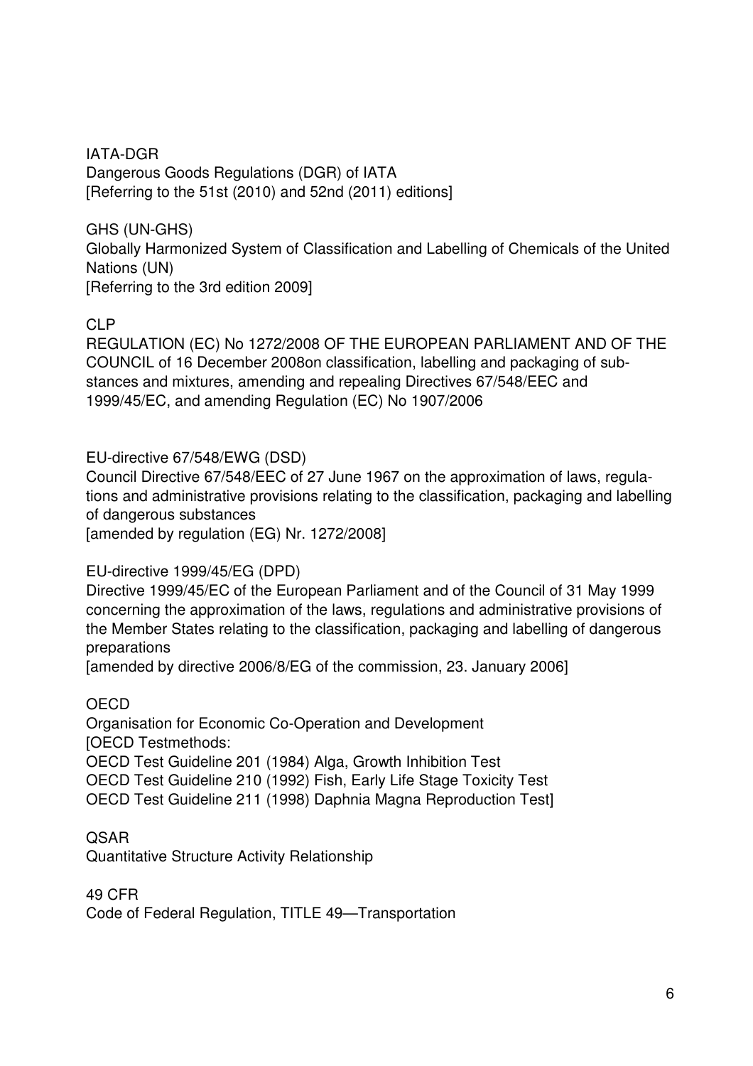IATA-DGR
Dangerous Goods Regulations (DGR) of IATA
[Referring to the 51st (2010) and 52nd (2011) editions]

GHS (UN-GHS)
Globally Harmonized System of Classification and Labelling of Chemicals of the United Nations (UN)
[Referring to the 3rd edition 2009]

CLP
REGULATION (EC) No 1272/2008 OF THE EUROPEAN PARLIAMENT AND OF THE COUNCIL of 16 December 2008on classification, labelling and packaging of substances and mixtures, amending and repealing Directives 67/548/EEC and 1999/45/EC, and amending Regulation (EC) No 1907/2006

EU-directive 67/548/EWG (DSD)
Council Directive 67/548/EEC of 27 June 1967 on the approximation of laws, regulations and administrative provisions relating to the classification, packaging and labelling of dangerous substances
[amended by regulation (EG) Nr. 1272/2008]

EU-directive 1999/45/EG (DPD)
Directive 1999/45/EC of the European Parliament and of the Council of 31 May 1999 concerning the approximation of the laws, regulations and administrative provisions of the Member States relating to the classification, packaging and labelling of dangerous preparations
[amended by directive 2006/8/EG of the commission, 23. January 2006]

OECD
Organisation for Economic Co-Operation and Development
[OECD Testmethods:
OECD Test Guideline 201 (1984) Alga, Growth Inhibition Test
OECD Test Guideline 210 (1992) Fish, Early Life Stage Toxicity Test
OECD Test Guideline 211 (1998) Daphnia Magna Reproduction Test]

QSAR
Quantitative Structure Activity Relationship

49 CFR
Code of Federal Regulation, TITLE 49—Transportation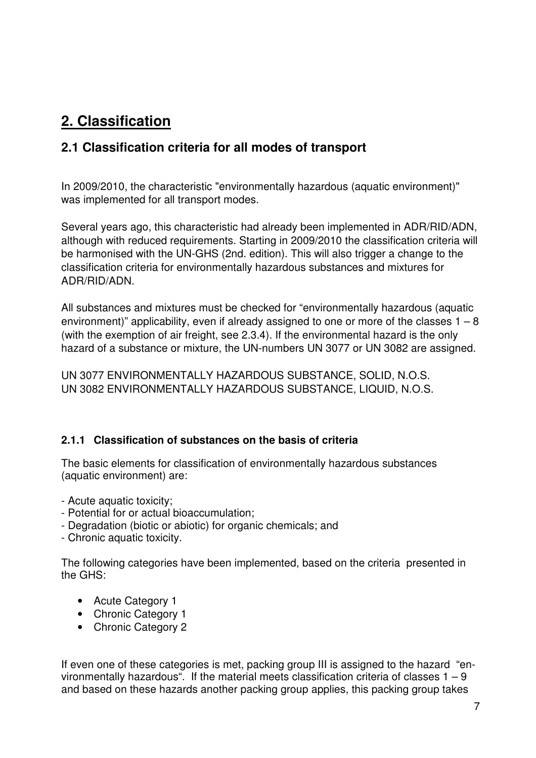# 2. Classification

## 2.1 Classification criteria for all modes of transport

In 2009/2010, the characteristic "environmentally hazardous (aquatic environment)" was implemented for all transport modes.

Several years ago, this characteristic had already been implemented in ADR/RID/ADN, although with reduced requirements. Starting in 2009/2010 the classification criteria will be harmonised with the UN-GHS (2nd. edition). This will also trigger a change to the classification criteria for environmentally hazardous substances and mixtures for ADR/RID/ADN.

All substances and mixtures must be checked for "environmentally hazardous (aquatic environment)" applicability, even if already assigned to one or more of the classes 1 – 8 (with the exemption of air freight, see 2.3.4). If the environmental hazard is the only hazard of a substance or mixture, the UN-numbers UN 3077 or UN 3082 are assigned.

UN 3077 ENVIRONMENTALLY HAZARDOUS SUBSTANCE, SOLID, N.O.S.
UN 3082 ENVIRONMENTALLY HAZARDOUS SUBSTANCE, LIQUID, N.O.S.

### 2.1.1 Classification of substances on the basis of criteria

The basic elements for classification of environmentally hazardous substances (aquatic environment) are:

- Acute aquatic toxicity;
- Potential for or actual bioaccumulation;
- Degradation (biotic or abiotic) for organic chemicals; and
- Chronic aquatic toxicity.

The following categories have been implemented, based on the criteria presented in the GHS:

- Acute Category 1
- Chronic Category 1
- Chronic Category 2

If even one of these categories is met, packing group III is assigned to the hazard "environmentally hazardous". If the material meets classification criteria of classes 1 – 9 and based on these hazards another packing group applies, this packing group takes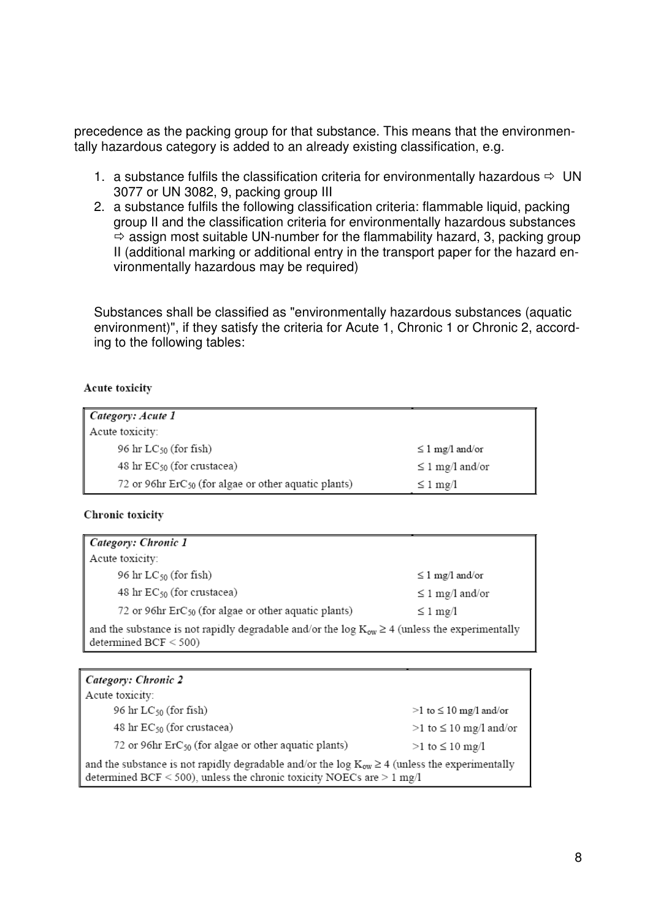precedence as the packing group for that substance. This means that the environmentally hazardous category is added to an already existing classification, e.g.

1. a substance fulfils the classification criteria for environmentally hazardous ⇨ UN 3077 or UN 3082, 9, packing group III
2. a substance fulfils the following classification criteria: flammable liquid, packing group II and the classification criteria for environmentally hazardous substances ⇨ assign most suitable UN-number for the flammability hazard, 3, packing group II (additional marking or additional entry in the transport paper for the hazard environmentally hazardous may be required)

Substances shall be classified as "environmentally hazardous substances (aquatic environment)", if they satisfy the criteria for Acute 1, Chronic 1 or Chronic 2, according to the following tables:

**Acute toxicity**

| *Category: Acute 1* | |
|---|---|
| Acute toxicity: | |
| 96 hr $LC_{50}$ (for fish) | ≤ 1 mg/l and/or |
| 48 hr $EC_{50}$ (for crustacea) | ≤ 1 mg/l and/or |
| 72 or 96hr $ErC_{50}$ (for algae or other aquatic plants) | ≤ 1 mg/l |

**Chronic toxicity**

| *Category: Chronic 1* | |
|---|---|
| Acute toxicity: | |
| 96 hr $LC_{50}$ (for fish) | ≤ 1 mg/l and/or |
| 48 hr $EC_{50}$ (for crustacea) | ≤ 1 mg/l and/or |
| 72 or 96hr $ErC_{50}$ (for algae or other aquatic plants) | ≤ 1 mg/l |
| and the substance is not rapidly degradable and/or the log $K_{ow}$ ≥ 4 (unless the experimentally determined BCF < 500) | |

| *Category: Chronic 2* | |
|---|---|
| Acute toxicity: | |
| 96 hr $LC_{50}$ (for fish) | >1 to ≤ 10 mg/l and/or |
| 48 hr $EC_{50}$ (for crustacea) | >1 to ≤ 10 mg/l and/or |
| 72 or 96hr $ErC_{50}$ (for algae or other aquatic plants) | >1 to ≤ 10 mg/l |
| and the substance is not rapidly degradable and/or the log $K_{ow}$ ≥ 4 (unless the experimentally determined BCF < 500), unless the chronic toxicity NOECs are > 1 mg/l | |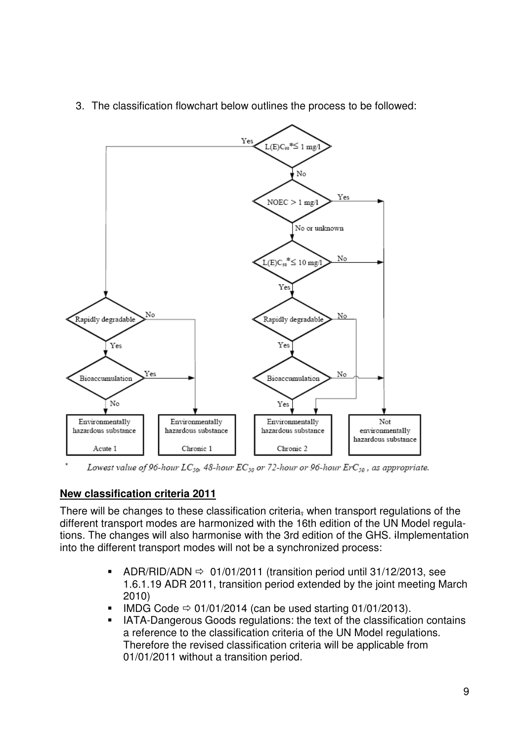3. The classification flowchart below outlines the process to be followed:

* Lowest value of 96-hour $LC_{50}$, 48-hour $EC_{50}$ or 72-hour or 96-hour $ErC_{50}$, as appropriate.

### New classification criteria 2011

There will be changes to these classification criteria, when transport regulations of the different transport modes are harmonized with the 16th edition of the UN Model regulations. The changes will also harmonise with the 3rd edition of the GHS. iImplementation into the different transport modes will not be a synchronized process:

- ADR/RID/ADN ⇨ 01/01/2011 (transition period until 31/12/2013, see 1.6.1.19 ADR 2011, transition period extended by the joint meeting March 2010)
- IMDG Code ⇨ 01/01/2014 (can be used starting 01/01/2013).
- IATA-Dangerous Goods regulations: the text of the classification contains a reference to the classification criteria of the UN Model regulations. Therefore the revised classification criteria will be applicable from 01/01/2011 without a transition period.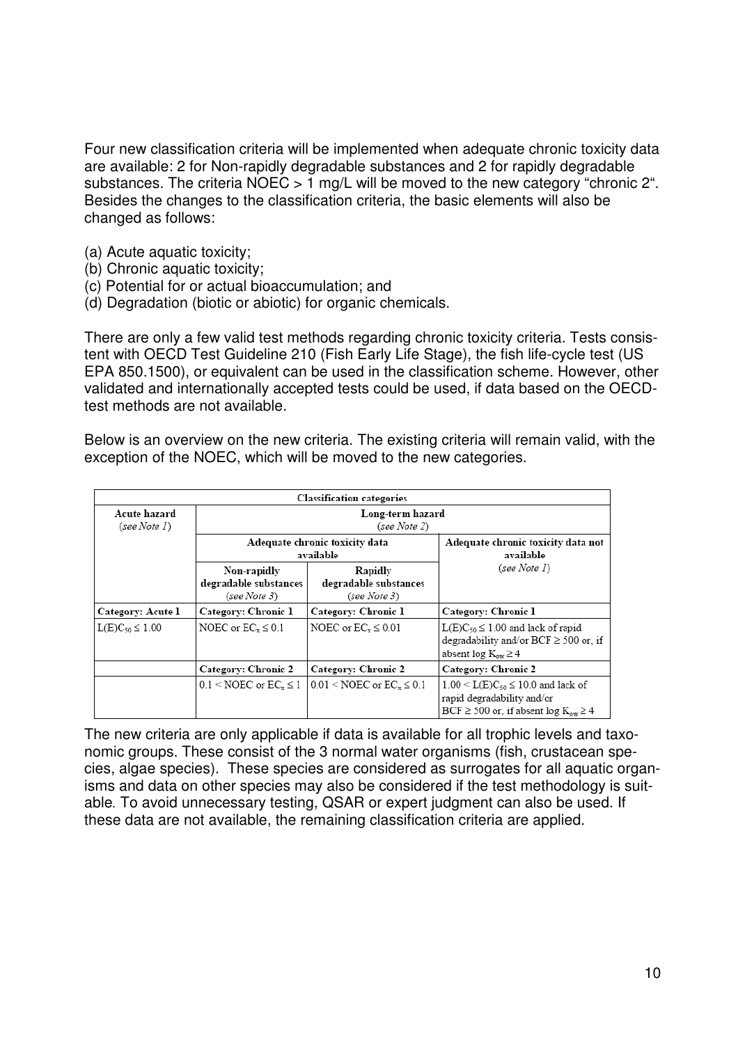Four new classification criteria will be implemented when adequate chronic toxicity data are available: 2 for Non-rapidly degradable substances and 2 for rapidly degradable substances. The criteria NOEC > 1 mg/L will be moved to the new category "chronic 2". Besides the changes to the classification criteria, the basic elements will also be changed as follows:

(a) Acute aquatic toxicity;
(b) Chronic aquatic toxicity;
(c) Potential for or actual bioaccumulation; and
(d) Degradation (biotic or abiotic) for organic chemicals.

There are only a few valid test methods regarding chronic toxicity criteria. Tests consistent with OECD Test Guideline 210 (Fish Early Life Stage), the fish life-cycle test (US EPA 850.1500), or equivalent can be used in the classification scheme. However, other validated and internationally accepted tests could be used, if data based on the OECD-test methods are not available.

Below is an overview on the new criteria. The existing criteria will remain valid, with the exception of the NOEC, which will be moved to the new categories.

| Classification categories | | | |
|---|---|---|---|
| **Acute hazard** (*see Note 1*) | **Long-term hazard** (*see Note 2*) | | |
| | **Adequate chronic toxicity data available** | | **Adequate chronic toxicity data not available** (*see Note 1*) |
| | **Non-rapidly degradable substances** (*see Note 3*) | **Rapidly degradable substances** (*see Note 3*) | |
| **Category: Acute 1** | **Category: Chronic 1** | **Category: Chronic 1** | **Category: Chronic 1** |
| $L(E)C_{50} \leq 1.00$ | NOEC or $EC_x \leq 0.1$ | NOEC or $EC_x \leq 0.01$ | $L(E)C_{50} \leq 1.00$ and lack of rapid degradability and/or BCF $\geq 500$ or, if absent $\log K_{ow} \geq 4$ |
| | **Category: Chronic 2** | **Category: Chronic 2** | **Category: Chronic 2** |
| | $0.1 <$ NOEC or $EC_x \leq 1$ | $0.01 <$ NOEC or $EC_x \leq 0.1$ | $1.00 < L(E)C_{50} \leq 10.0$ and lack of rapid degradability and/or BCF $\geq 500$ or, if absent $\log K_{ow} \geq 4$ |

The new criteria are only applicable if data is available for all trophic levels and taxonomic groups. These consist of the 3 normal water organisms (fish, crustacean species, algae species). These species are considered as surrogates for all aquatic organisms and data on other species may also be considered if the test methodology is suitable. To avoid unnecessary testing, QSAR or expert judgment can also be used. If these data are not available, the remaining classification criteria are applied.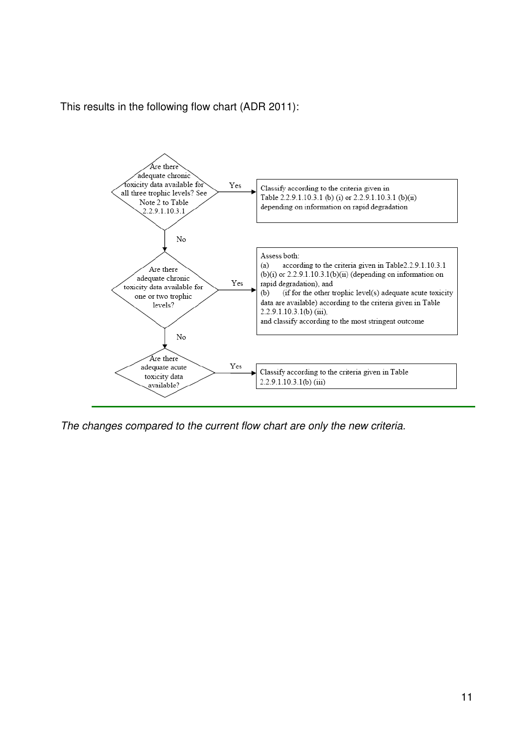This results in the following flow chart (ADR 2011):

**Are there adequate chronic toxicity data available for all three trophic levels? See Note 2 to Table 2.2.9.1.10.3.1**

- **Yes** → Classify according to the criteria given in Table 2.2.9.1.10.3.1 (b) (i) or 2.2.9.1.10.3.1 (b)(ii) depending on information on rapid degradation
- **No** ↓

**Are there adequate chronic toxicity data available for one or two trophic levels?**

- **Yes** → Assess both:
  (a) according to the criteria given in Table2.2.9.1.10.3.1 (b)(i) or 2.2.9.1.10.3.1(b)(ii) (depending on information on rapid degradation), and
  (b) (if for the other trophic level(s) adequate acute toxicity data are available) according to the criteria given in Table 2.2.9.1.10.3.1(b) (iii),
  and classify according to the most stringent outcome
- **No** ↓

**Are there adequate acute toxicity data available?**

- **Yes** → Classify according to the criteria given in Table 2.2.9.1.10.3.1(b) (iii)

---

*The changes compared to the current flow chart are only the new criteria.*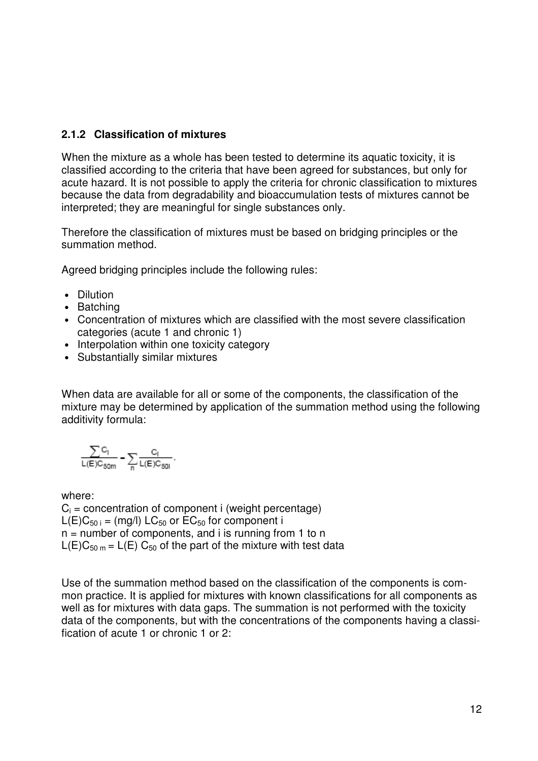### 2.1.2 Classification of mixtures

When the mixture as a whole has been tested to determine its aquatic toxicity, it is classified according to the criteria that have been agreed for substances, but only for acute hazard. It is not possible to apply the criteria for chronic classification to mixtures because the data from degradability and bioaccumulation tests of mixtures cannot be interpreted; they are meaningful for single substances only.

Therefore the classification of mixtures must be based on bridging principles or the summation method.

Agreed bridging principles include the following rules:

- Dilution
- Batching
- Concentration of mixtures which are classified with the most severe classification categories (acute 1 and chronic 1)
- Interpolation within one toxicity category
- Substantially similar mixtures

When data are available for all or some of the components, the classification of the mixture may be determined by application of the summation method using the following additivity formula:

$$\frac{\sum C_i}{L(E)C_{50m}} = \sum_n \frac{C_i}{L(E)C_{50i}}$$

where:

$C_i$ = concentration of component i (weight percentage)
$L(E)C_{50\,i}$ = (mg/l) $LC_{50}$ or $EC_{50}$ for component i
n = number of components, and i is running from 1 to n
$L(E)C_{50\,m}$ = $L(E)\,C_{50}$ of the part of the mixture with test data

Use of the summation method based on the classification of the components is common practice. It is applied for mixtures with known classifications for all components as well as for mixtures with data gaps. The summation is not performed with the toxicity data of the components, but with the concentrations of the components having a classification of acute 1 or chronic 1 or 2: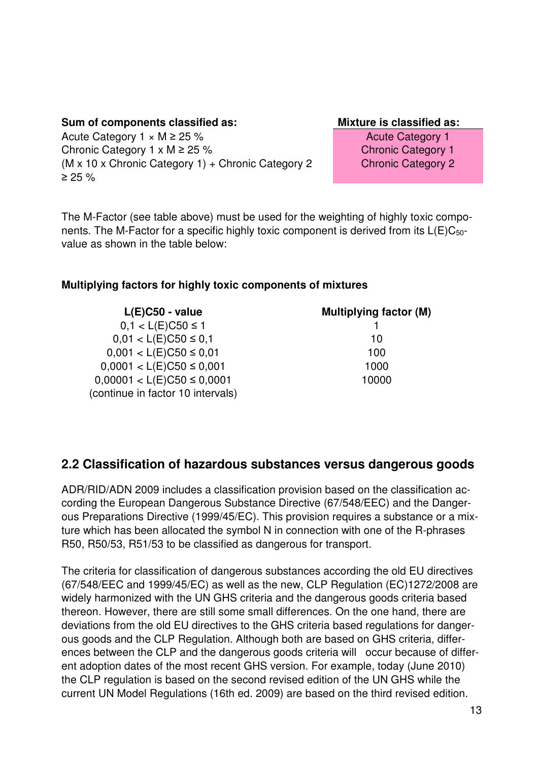| Sum of components classified as: | Mixture is classified as: |
| --- | --- |
| Acute Category 1 × M ≥ 25 % | Acute Category 1 |
| Chronic Category 1 x M ≥ 25 % | Chronic Category 1 |
| (M x 10 x Chronic Category 1) + Chronic Category 2 ≥ 25 % | Chronic Category 2 |

The M-Factor (see table above) must be used for the weighting of highly toxic components. The M-Factor for a specific highly toxic component is derived from its $L(E)C_{50}$-value as shown in the table below:

**Multiplying factors for highly toxic components of mixtures**

| L(E)C50 - value | Multiplying factor (M) |
| --- | --- |
| 0,1 < L(E)C50 ≤ 1 | 1 |
| 0,01 < L(E)C50 ≤ 0,1 | 10 |
| 0,001 < L(E)C50 ≤ 0,01 | 100 |
| 0,0001 < L(E)C50 ≤ 0,001 | 1000 |
| 0,00001 < L(E)C50 ≤ 0,0001 | 10000 |
| (continue in factor 10 intervals) | |

## 2.2 Classification of hazardous substances versus dangerous goods

ADR/RID/ADN 2009 includes a classification provision based on the classification according the European Dangerous Substance Directive (67/548/EEC) and the Dangerous Preparations Directive (1999/45/EC). This provision requires a substance or a mixture which has been allocated the symbol N in connection with one of the R-phrases R50, R50/53, R51/53 to be classified as dangerous for transport.

The criteria for classification of dangerous substances according the old EU directives (67/548/EEC and 1999/45/EC) as well as the new, CLP Regulation (EC)1272/2008 are widely harmonized with the UN GHS criteria and the dangerous goods criteria based thereon. However, there are still some small differences. On the one hand, there are deviations from the old EU directives to the GHS criteria based regulations for dangerous goods and the CLP Regulation. Although both are based on GHS criteria, differences between the CLP and the dangerous goods criteria will occur because of different adoption dates of the most recent GHS version. For example, today (June 2010) the CLP regulation is based on the second revised edition of the UN GHS while the current UN Model Regulations (16th ed. 2009) are based on the third revised edition.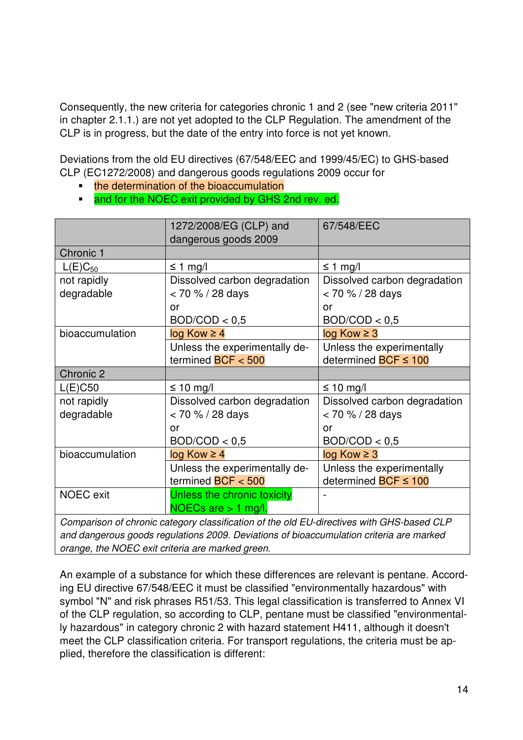Consequently, the new criteria for categories chronic 1 and 2 (see "new criteria 2011" in chapter 2.1.1.) are not yet adopted to the CLP Regulation. The amendment of the CLP is in progress, but the date of the entry into force is not yet known.

Deviations from the old EU directives (67/548/EEC and 1999/45/EC) to GHS-based CLP (EC1272/2008) and dangerous goods regulations 2009 occur for

- the determination of the bioaccumulation
- and for the NOEC exit provided by GHS 2nd rev. ed.

| | 1272/2008/EG (CLP) and dangerous goods 2009 | 67/548/EEC |
|---|---|---|
| Chronic 1 | | |
| $L(E)C_{50}$ | ≤ 1 mg/l | ≤ 1 mg/l |
| not rapidly degradable | Dissolved carbon degradation < 70 % / 28 days or BOD/COD < 0,5 | Dissolved carbon degradation < 70 % / 28 days or BOD/COD < 0,5 |
| bioaccumulation | log Kow ≥ 4 | log Kow ≥ 3 |
| | Unless the experimentally determined BCF < 500 | Unless the experimentally determined BCF ≤ 100 |
| Chronic 2 | | |
| L(E)C50 | ≤ 10 mg/l | ≤ 10 mg/l |
| not rapidly degradable | Dissolved carbon degradation < 70 % / 28 days or BOD/COD < 0,5 | Dissolved carbon degradation < 70 % / 28 days or BOD/COD < 0,5 |
| bioaccumulation | log Kow ≥ 4 | log Kow ≥ 3 |
| | Unless the experimentally determined BCF < 500 | Unless the experimentally determined BCF ≤ 100 |
| NOEC exit | Unless the chronic toxicity NOECs are > 1 mg/l. | - |

*Comparison of chronic category classification of the old EU-directives with GHS-based CLP and dangerous goods regulations 2009. Deviations of bioaccumulation criteria are marked orange, the NOEC exit criteria are marked green.*

An example of a substance for which these differences are relevant is pentane. According EU directive 67/548/EEC it must be classified "environmentally hazardous" with symbol "N" and risk phrases R51/53. This legal classification is transferred to Annex VI of the CLP regulation, so according to CLP, pentane must be classified "environmentally hazardous" in category chronic 2 with hazard statement H411, although it doesn't meet the CLP classification criteria. For transport regulations, the criteria must be applied, therefore the classification is different: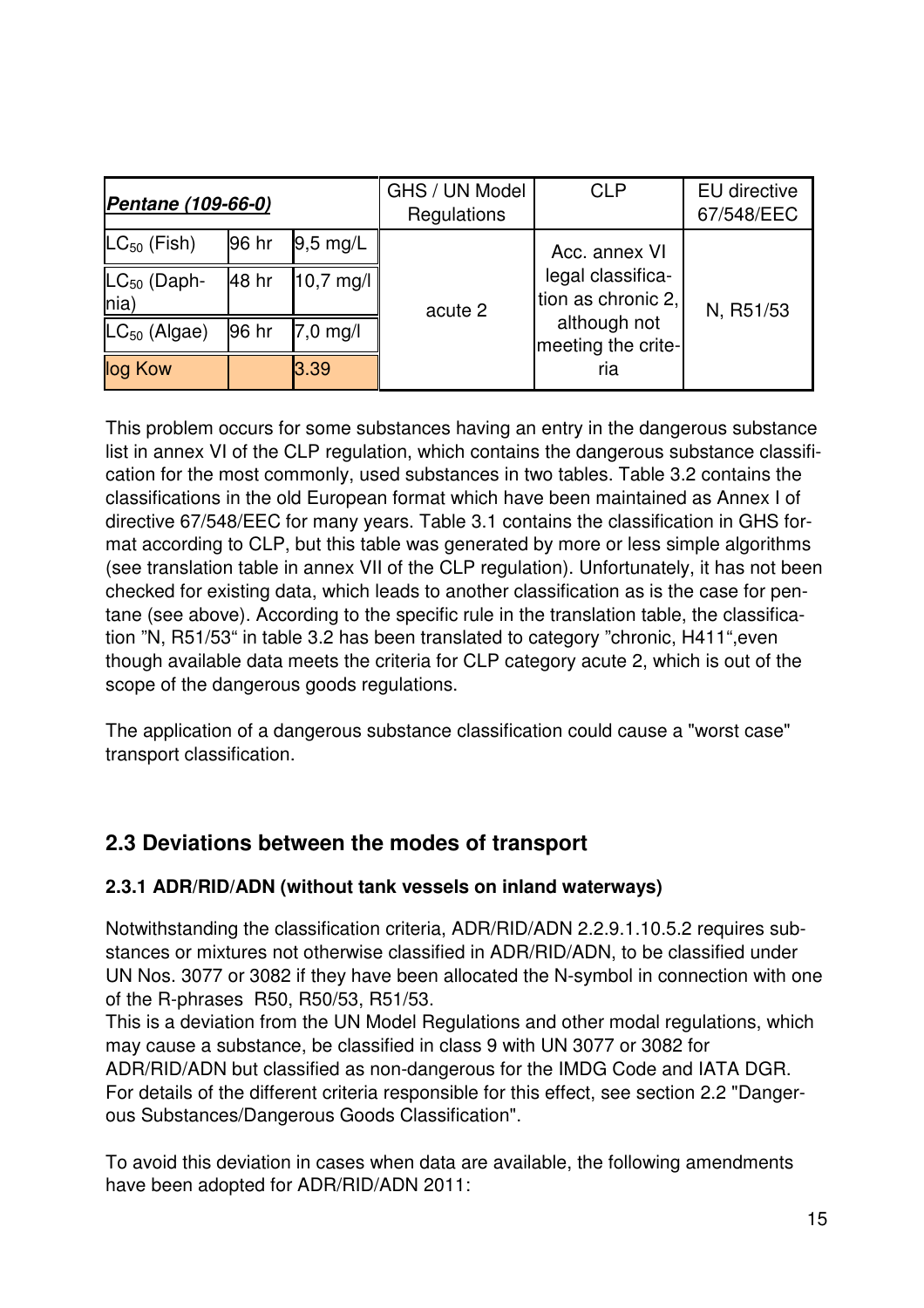| ***Pentane (109-66-0)*** | | | GHS / UN Model Regulations | CLP | EU directive 67/548/EEC |
|---|---|---|---|---|---|
| $LC_{50}$ (Fish) | 96 hr | 9,5 mg/L | acute 2 | Acc. annex VI legal classification as chronic 2, although not meeting the criteria | N, R51/53 |
| $LC_{50}$ (Daphnia) | 48 hr | 10,7 mg/l | | | |
| $LC_{50}$ (Algae) | 96 hr | 7,0 mg/l | | | |
| log Kow | | 3.39 | | | |

This problem occurs for some substances having an entry in the dangerous substance list in annex VI of the CLP regulation, which contains the dangerous substance classification for the most commonly, used substances in two tables. Table 3.2 contains the classifications in the old European format which have been maintained as Annex I of directive 67/548/EEC for many years. Table 3.1 contains the classification in GHS format according to CLP, but this table was generated by more or less simple algorithms (see translation table in annex VII of the CLP regulation). Unfortunately, it has not been checked for existing data, which leads to another classification as is the case for pentane (see above). According to the specific rule in the translation table, the classification "N, R51/53" in table 3.2 has been translated to category "chronic, H411",even though available data meets the criteria for CLP category acute 2, which is out of the scope of the dangerous goods regulations.

The application of a dangerous substance classification could cause a "worst case" transport classification.

## 2.3 Deviations between the modes of transport

### 2.3.1 ADR/RID/ADN (without tank vessels on inland waterways)

Notwithstanding the classification criteria, ADR/RID/ADN 2.2.9.1.10.5.2 requires substances or mixtures not otherwise classified in ADR/RID/ADN, to be classified under UN Nos. 3077 or 3082 if they have been allocated the N-symbol in connection with one of the R-phrases R50, R50/53, R51/53.
This is a deviation from the UN Model Regulations and other modal regulations, which may cause a substance, be classified in class 9 with UN 3077 or 3082 for ADR/RID/ADN but classified as non-dangerous for the IMDG Code and IATA DGR. For details of the different criteria responsible for this effect, see section 2.2 "Dangerous Substances/Dangerous Goods Classification".

To avoid this deviation in cases when data are available, the following amendments have been adopted for ADR/RID/ADN 2011: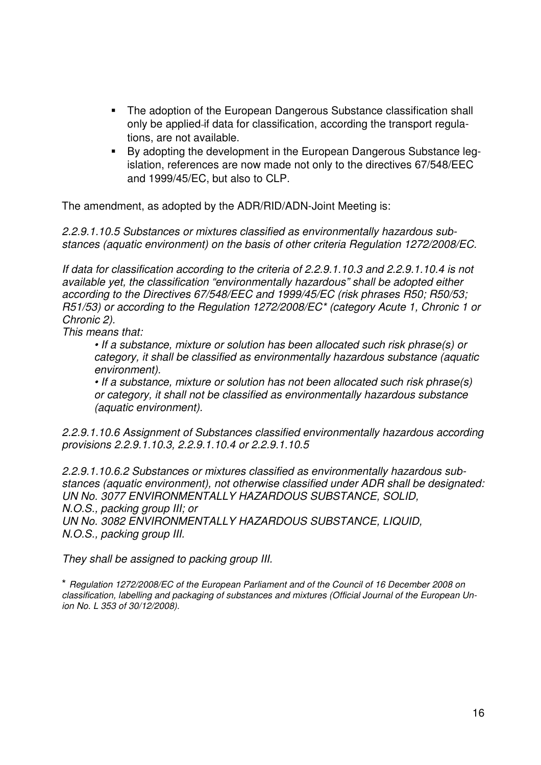- The adoption of the European Dangerous Substance classification shall only be applied if data for classification, according the transport regulations, are not available.
- By adopting the development in the European Dangerous Substance legislation, references are now made not only to the directives 67/548/EEC and 1999/45/EC, but also to CLP.

The amendment, as adopted by the ADR/RID/ADN-Joint Meeting is:

*2.2.9.1.10.5 Substances or mixtures classified as environmentally hazardous substances (aquatic environment) on the basis of other criteria Regulation 1272/2008/EC.*

*If data for classification according to the criteria of 2.2.9.1.10.3 and 2.2.9.1.10.4 is not available yet, the classification "environmentally hazardous" shall be adopted either according to the Directives 67/548/EEC and 1999/45/EC (risk phrases R50; R50/53; R51/53) or according to the Regulation 1272/2008/EC\* (category Acute 1, Chronic 1 or Chronic 2).*
*This means that:*

> *• If a substance, mixture or solution has been allocated such risk phrase(s) or category, it shall be classified as environmentally hazardous substance (aquatic environment).*
>
> *• If a substance, mixture or solution has not been allocated such risk phrase(s) or category, it shall not be classified as environmentally hazardous substance (aquatic environment).*

*2.2.9.1.10.6 Assignment of Substances classified environmentally hazardous according provisions 2.2.9.1.10.3, 2.2.9.1.10.4 or 2.2.9.1.10.5*

*2.2.9.1.10.6.2 Substances or mixtures classified as environmentally hazardous substances (aquatic environment), not otherwise classified under ADR shall be designated:*
*UN No. 3077 ENVIRONMENTALLY HAZARDOUS SUBSTANCE, SOLID, N.O.S., packing group III; or*
*UN No. 3082 ENVIRONMENTALLY HAZARDOUS SUBSTANCE, LIQUID, N.O.S., packing group III.*

*They shall be assigned to packing group III.*

\* *Regulation 1272/2008/EC of the European Parliament and of the Council of 16 December 2008 on classification, labelling and packaging of substances and mixtures (Official Journal of the European Union No. L 353 of 30/12/2008).*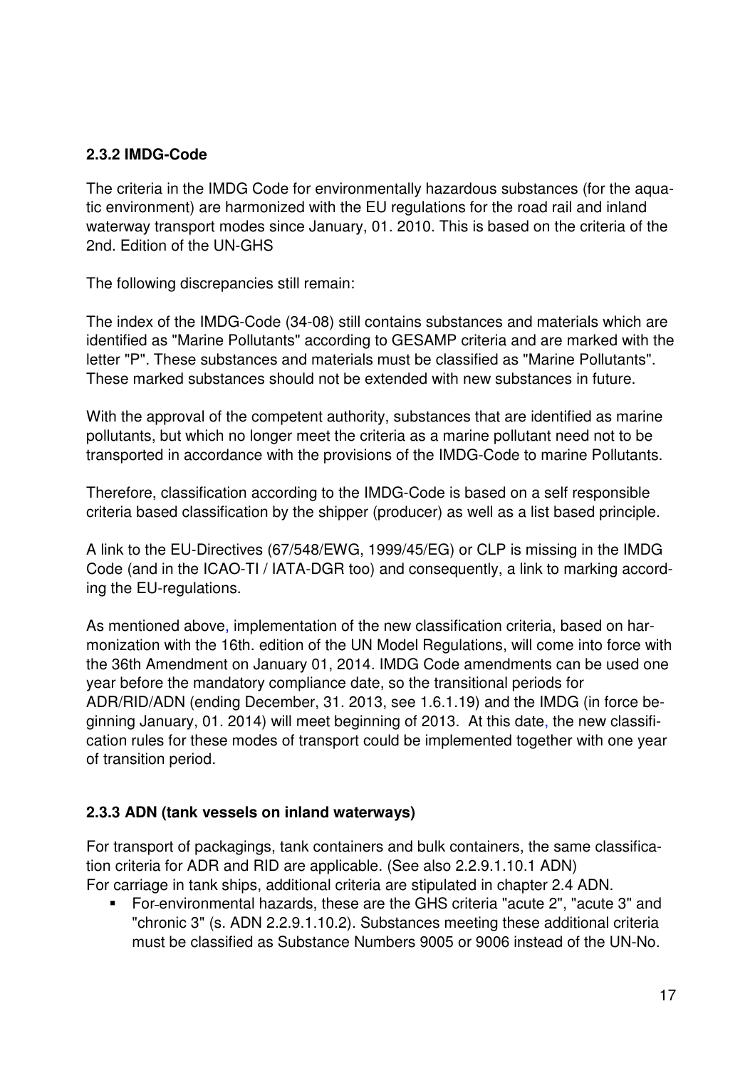### 2.3.2 IMDG-Code

The criteria in the IMDG Code for environmentally hazardous substances (for the aquatic environment) are harmonized with the EU regulations for the road rail and inland waterway transport modes since January, 01. 2010. This is based on the criteria of the 2nd. Edition of the UN-GHS

The following discrepancies still remain:

The index of the IMDG-Code (34-08) still contains substances and materials which are identified as "Marine Pollutants" according to GESAMP criteria and are marked with the letter "P". These substances and materials must be classified as "Marine Pollutants". These marked substances should not be extended with new substances in future.

With the approval of the competent authority, substances that are identified as marine pollutants, but which no longer meet the criteria as a marine pollutant need not to be transported in accordance with the provisions of the IMDG-Code to marine Pollutants.

Therefore, classification according to the IMDG-Code is based on a self responsible criteria based classification by the shipper (producer) as well as a list based principle.

A link to the EU-Directives (67/548/EWG, 1999/45/EG) or CLP is missing in the IMDG Code (and in the ICAO-TI / IATA-DGR too) and consequently, a link to marking according the EU-regulations.

As mentioned above, implementation of the new classification criteria, based on harmonization with the 16th. edition of the UN Model Regulations, will come into force with the 36th Amendment on January 01, 2014. IMDG Code amendments can be used one year before the mandatory compliance date, so the transitional periods for ADR/RID/ADN (ending December, 31. 2013, see 1.6.1.19) and the IMDG (in force beginning January, 01. 2014) will meet beginning of 2013. At this date, the new classification rules for these modes of transport could be implemented together with one year of transition period.

### 2.3.3 ADN (tank vessels on inland waterways)

For transport of packagings, tank containers and bulk containers, the same classification criteria for ADR and RID are applicable. (See also 2.2.9.1.10.1 ADN)
For carriage in tank ships, additional criteria are stipulated in chapter 2.4 ADN.

- For-environmental hazards, these are the GHS criteria "acute 2", "acute 3" and "chronic 3" (s. ADN 2.2.9.1.10.2). Substances meeting these additional criteria must be classified as Substance Numbers 9005 or 9006 instead of the UN-No.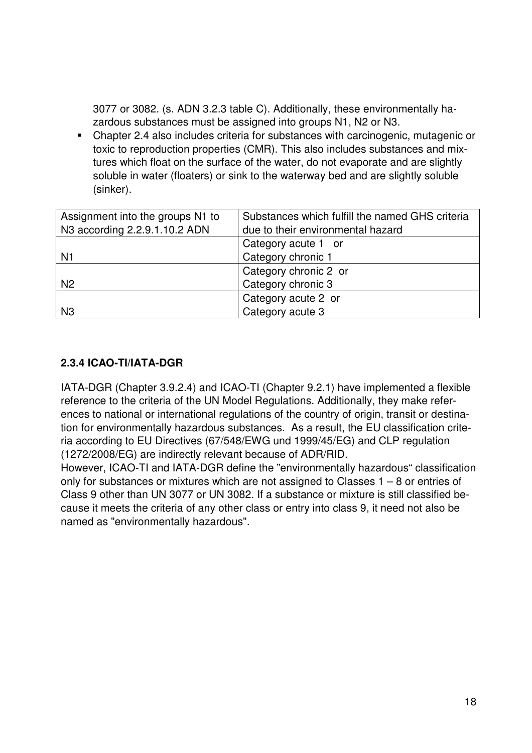3077 or 3082. (s. ADN 3.2.3 table C). Additionally, these environmentally hazardous substances must be assigned into groups N1, N2 or N3.

- Chapter 2.4 also includes criteria for substances with carcinogenic, mutagenic or toxic to reproduction properties (CMR). This also includes substances and mixtures which float on the surface of the water, do not evaporate and are slightly soluble in water (floaters) or sink to the waterway bed and are slightly soluble (sinker).

| Assignment into the groups N1 to N3 according 2.2.9.1.10.2 ADN | Substances which fulfill the named GHS criteria due to their environmental hazard |
| --- | --- |
| N1 | Category acute 1 or Category chronic 1 |
| N2 | Category chronic 2 or Category chronic 3 |
| N3 | Category acute 2 or Category acute 3 |

### 2.3.4 ICAO-TI/IATA-DGR

IATA-DGR (Chapter 3.9.2.4) and ICAO-TI (Chapter 9.2.1) have implemented a flexible reference to the criteria of the UN Model Regulations. Additionally, they make references to national or international regulations of the country of origin, transit or destination for environmentally hazardous substances. As a result, the EU classification criteria according to EU Directives (67/548/EWG und 1999/45/EG) and CLP regulation (1272/2008/EG) are indirectly relevant because of ADR/RID.
However, ICAO-TI and IATA-DGR define the "environmentally hazardous" classification only for substances or mixtures which are not assigned to Classes 1 – 8 or entries of Class 9 other than UN 3077 or UN 3082. If a substance or mixture is still classified because it meets the criteria of any other class or entry into class 9, it need not also be named as "environmentally hazardous".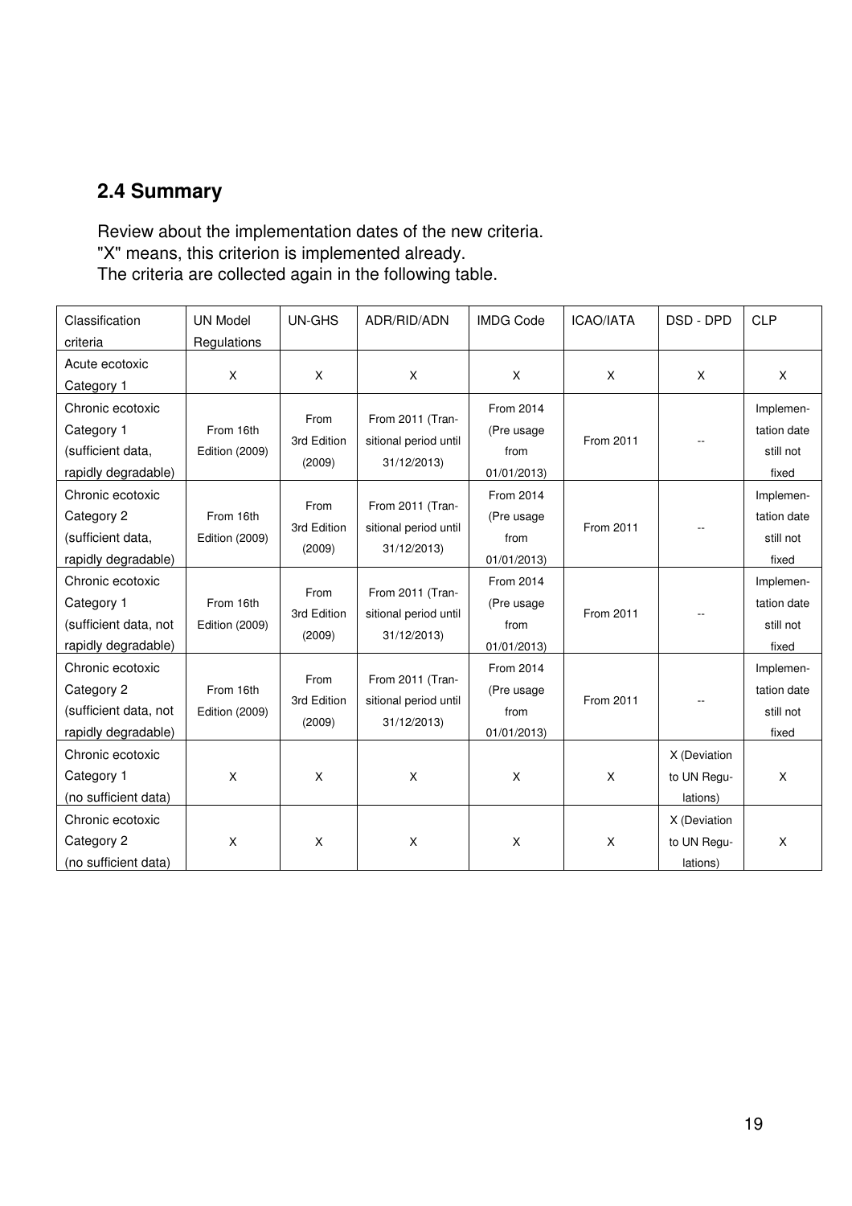## 2.4 Summary

Review about the implementation dates of the new criteria.
"X" means, this criterion is implemented already.
The criteria are collected again in the following table.

| Classification criteria | UN Model Regulations | UN-GHS | ADR/RID/ADN | IMDG Code | ICAO/IATA | DSD - DPD | CLP |
|---|---|---|---|---|---|---|---|
| Acute ecotoxic Category 1 | X | X | X | X | X | X | X |
| Chronic ecotoxic Category 1 (sufficient data, rapidly degradable) | From 16th Edition (2009) | From 3rd Edition (2009) | From 2011 (Transitional period until 31/12/2013) | From 2014 (Pre usage from 01/01/2013) | From 2011 | -- | Implementation date still not fixed |
| Chronic ecotoxic Category 2 (sufficient data, rapidly degradable) | From 16th Edition (2009) | From 3rd Edition (2009) | From 2011 (Transitional period until 31/12/2013) | From 2014 (Pre usage from 01/01/2013) | From 2011 | -- | Implementation date still not fixed |
| Chronic ecotoxic Category 1 (sufficient data, not rapidly degradable) | From 16th Edition (2009) | From 3rd Edition (2009) | From 2011 (Transitional period until 31/12/2013) | From 2014 (Pre usage from 01/01/2013) | From 2011 | -- | Implementation date still not fixed |
| Chronic ecotoxic Category 2 (sufficient data, not rapidly degradable) | From 16th Edition (2009) | From 3rd Edition (2009) | From 2011 (Transitional period until 31/12/2013) | From 2014 (Pre usage from 01/01/2013) | From 2011 | -- | Implementation date still not fixed |
| Chronic ecotoxic Category 1 (no sufficient data) | X | X | X | X | X | X (Deviation to UN Regulations) | X |
| Chronic ecotoxic Category 2 (no sufficient data) | X | X | X | X | X | X (Deviation to UN Regulations) | X |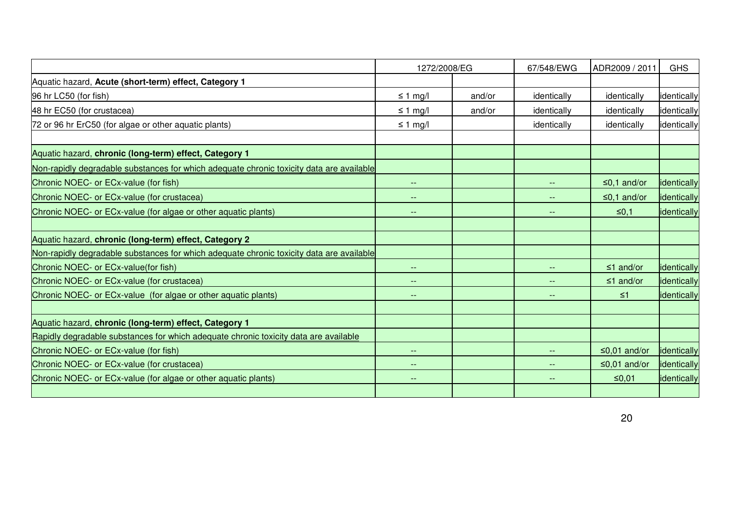| | 1272/2008/EG | | 67/548/EWG | ADR2009 / 2011 | GHS |
|---|---|---|---|---|---|
| Aquatic hazard, **Acute (short-term) effect, Category 1** | | | | | |
| 96 hr LC50 (for fish) | ≤ 1 mg/l | and/or | identically | identically | identically |
| 48 hr EC50 (for crustacea) | ≤ 1 mg/l | and/or | identically | identically | identically |
| 72 or 96 hr ErC50 (for algae or other aquatic plants) | ≤ 1 mg/l | | identically | identically | identically |
| | | | | | |
| Aquatic hazard, **chronic (long-term) effect, Category 1** | | | | | |
| Non-rapidly degradable substances for which adequate chronic toxicity data are available | | | | | |
| Chronic NOEC- or ECx-value (for fish) | -- | | -- | ≤0,1 and/or | identically |
| Chronic NOEC- or ECx-value (for crustacea) | -- | | -- | ≤0,1 and/or | identically |
| Chronic NOEC- or ECx-value (for algae or other aquatic plants) | -- | | -- | ≤0,1 | identically |
| | | | | | |
| Aquatic hazard, **chronic (long-term) effect, Category 2** | | | | | |
| Non-rapidly degradable substances for which adequate chronic toxicity data are available | | | | | |
| Chronic NOEC- or ECx-value(for fish) | -- | | -- | ≤1 and/or | identically |
| Chronic NOEC- or ECx-value (for crustacea) | -- | | -- | ≤1 and/or | identically |
| Chronic NOEC- or ECx-value (for algae or other aquatic plants) | -- | | -- | ≤1 | identically |
| | | | | | |
| Aquatic hazard, **chronic (long-term) effect, Category 1** | | | | | |
| Rapidly degradable substances for which adequate chronic toxicity data are available | | | | | |
| Chronic NOEC- or ECx-value (for fish) | -- | | -- | ≤0,01 and/or | identically |
| Chronic NOEC- or ECx-value (for crustacea) | -- | | -- | ≤0,01 and/or | identically |
| Chronic NOEC- or ECx-value (for algae or other aquatic plants) | -- | | -- | ≤0,01 | identically |
| | | | | | |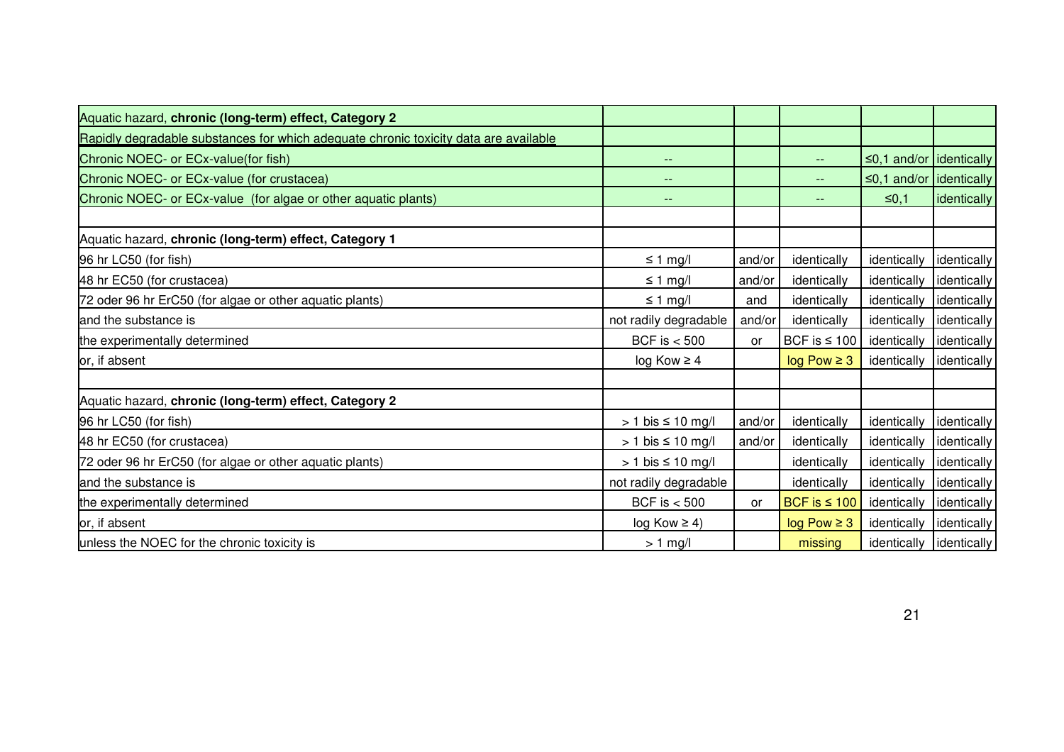| Aquatic hazard, **chronic (long-term) effect, Category 2** | | | | | |
|---|---|---|---|---|---|
| Rapidly degradable substances for which adequate chronic toxicity data are available | | | | | |
| Chronic NOEC- or ECx-value(for fish) | -- | | -- | ≤0,1 and/or | identically |
| Chronic NOEC- or ECx-value (for crustacea) | -- | | -- | ≤0,1 and/or | identically |
| Chronic NOEC- or ECx-value (for algae or other aquatic plants) | -- | | -- | ≤0,1 | identically |
| | | | | | |
| Aquatic hazard, **chronic (long-term) effect, Category 1** | | | | | |
| 96 hr LC50 (for fish) | ≤ 1 mg/l | and/or | identically | identically | identically |
| 48 hr EC50 (for crustacea) | ≤ 1 mg/l | and/or | identically | identically | identically |
| 72 oder 96 hr ErC50 (for algae or other aquatic plants) | ≤ 1 mg/l | and | identically | identically | identically |
| and the substance is | not radily degradable | and/or | identically | identically | identically |
| the experimentally determined | BCF is < 500 | or | BCF is ≤ 100 | identically | identically |
| or, if absent | log Kow ≥ 4 | | log Pow ≥ 3 | identically | identically |
| | | | | | |
| Aquatic hazard, **chronic (long-term) effect, Category 2** | | | | | |
| 96 hr LC50 (for fish) | > 1 bis ≤ 10 mg/l | and/or | identically | identically | identically |
| 48 hr EC50 (for crustacea) | > 1 bis ≤ 10 mg/l | and/or | identically | identically | identically |
| 72 oder 96 hr ErC50 (for algae or other aquatic plants) | > 1 bis ≤ 10 mg/l | | identically | identically | identically |
| and the substance is | not radily degradable | | identically | identically | identically |
| the experimentally determined | BCF is < 500 | or | BCF is ≤ 100 | identically | identically |
| or, if absent | log Kow ≥ 4) | | log Pow ≥ 3 | identically | identically |
| unless the NOEC for the chronic toxicity is | > 1 mg/l | | missing | identically | identically |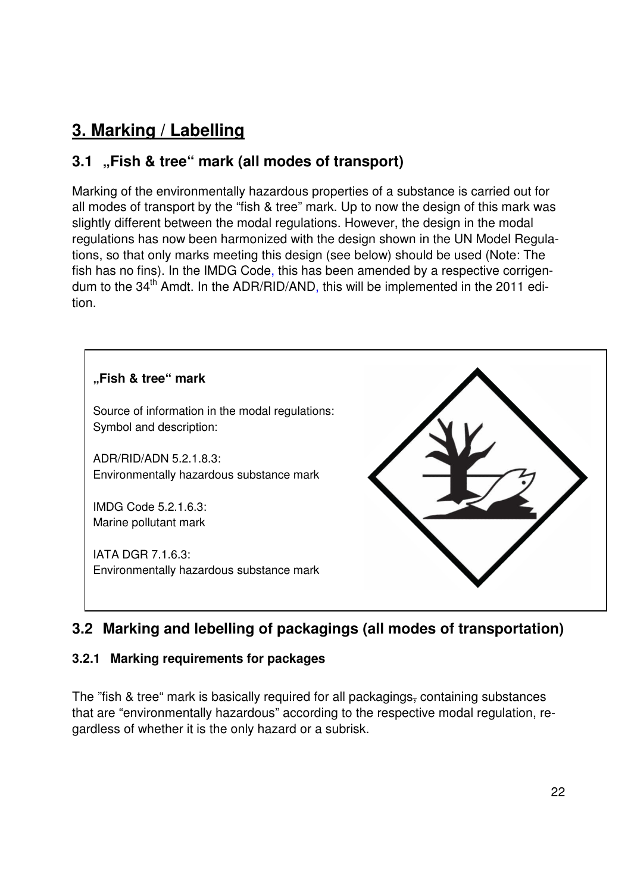# 3. Marking / Labelling

## 3.1 „Fish & tree" mark (all modes of transport)

Marking of the environmentally hazardous properties of a substance is carried out for all modes of transport by the "fish & tree" mark. Up to now the design of this mark was slightly different between the modal regulations. However, the design in the modal regulations has now been harmonized with the design shown in the UN Model Regulations, so that only marks meeting this design (see below) should be used (Note: The fish has no fins). In the IMDG Code, this has been amended by a respective corrigendum to the 34th Amdt. In the ADR/RID/AND, this will be implemented in the 2011 edition.

**„Fish & tree" mark**

Source of information in the modal regulations:
Symbol and description:

ADR/RID/ADN 5.2.1.8.3:
Environmentally hazardous substance mark

IMDG Code 5.2.1.6.3:
Marine pollutant mark

IATA DGR 7.1.6.3:
Environmentally hazardous substance mark

## 3.2 Marking and lebelling of packagings (all modes of transportation)

### 3.2.1 Marking requirements for packages

The "fish & tree" mark is basically required for all packagings, containing substances that are "environmentally hazardous" according to the respective modal regulation, regardless of whether it is the only hazard or a subrisk.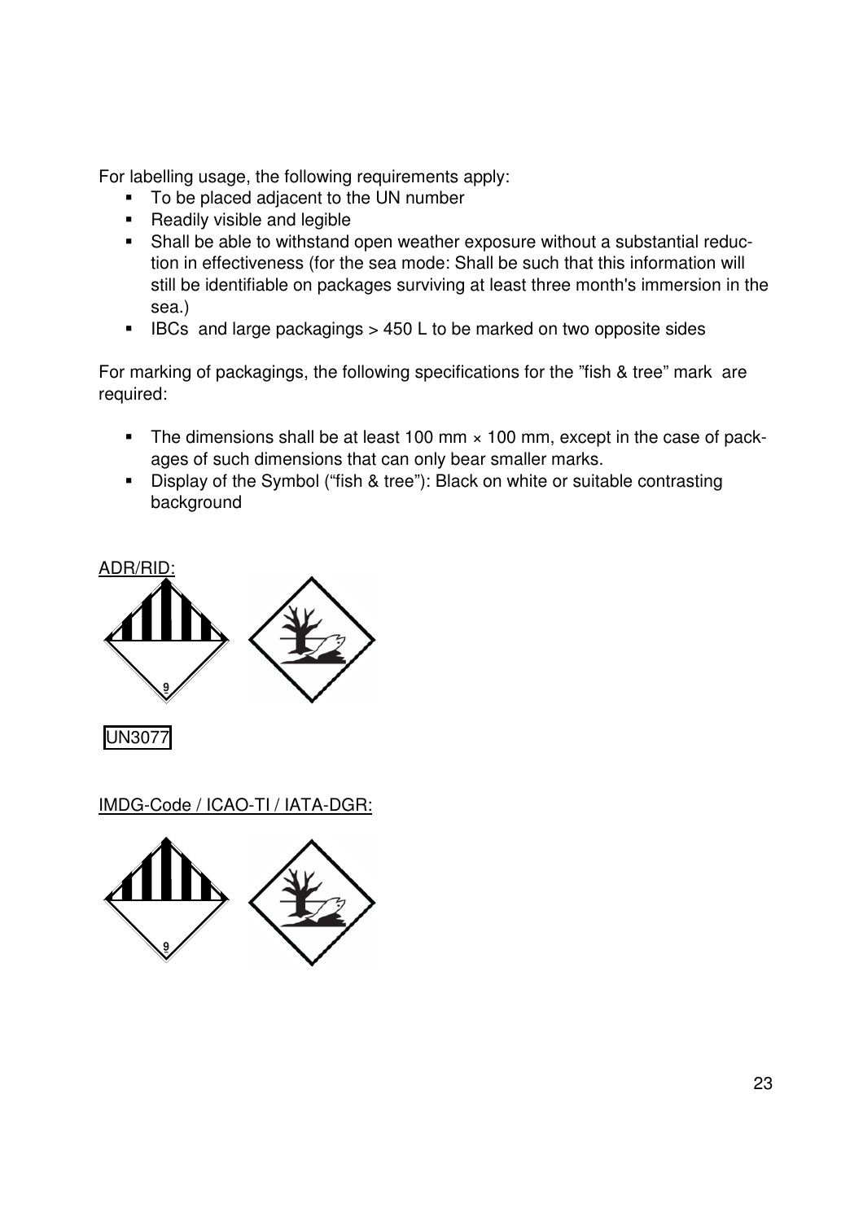For labelling usage, the following requirements apply:

- To be placed adjacent to the UN number
- Readily visible and legible
- Shall be able to withstand open weather exposure without a substantial reduction in effectiveness (for the sea mode: Shall be such that this information will still be identifiable on packages surviving at least three month's immersion in the sea.)
- IBCs and large packagings > 450 L to be marked on two opposite sides

For marking of packagings, the following specifications for the "fish & tree" mark are required:

- The dimensions shall be at least 100 mm × 100 mm, except in the case of packages of such dimensions that can only bear smaller marks.
- Display of the Symbol ("fish & tree"): Black on white or suitable contrasting background

<u>ADR/RID:</u>

UN3077

<u>IMDG-Code / ICAO-TI / IATA-DGR:</u>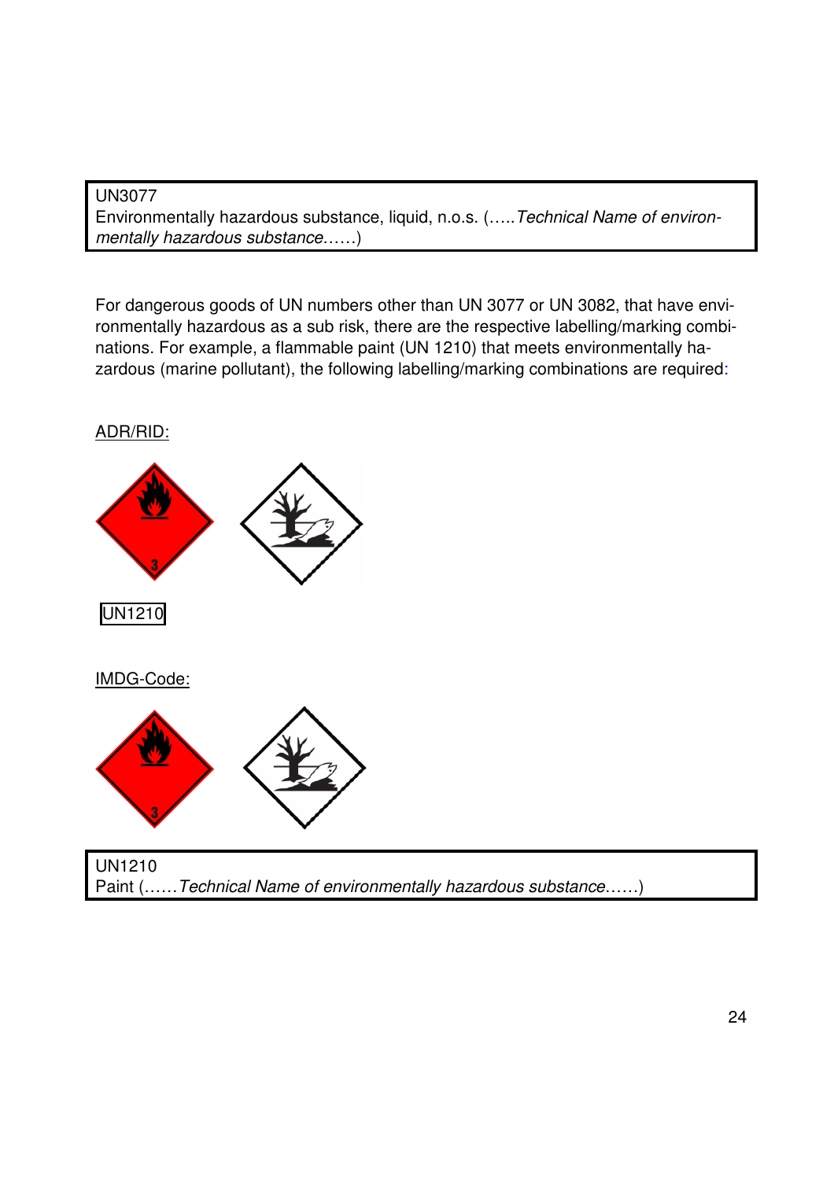UN3077
Environmentally hazardous substance, liquid, n.o.s. (…..*Technical Name of environmentally hazardous substance*……)

For dangerous goods of UN numbers other than UN 3077 or UN 3082, that have environmentally hazardous as a sub risk, there are the respective labelling/marking combinations. For example, a flammable paint (UN 1210) that meets environmentally hazardous (marine pollutant), the following labelling/marking combinations are required:

ADR/RID:

UN1210

IMDG-Code:

UN1210
Paint (……*Technical Name of environmentally hazardous substance*……)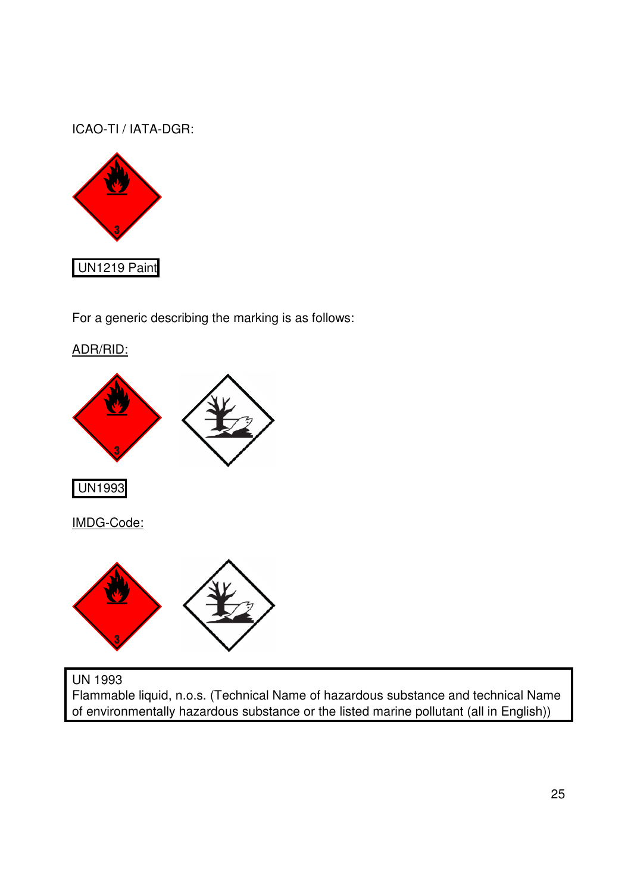ICAO-TI / IATA-DGR:

UN1219 Paint

For a generic describing the marking is as follows:

ADR/RID:

UN1993

IMDG-Code:

UN 1993
Flammable liquid, n.o.s. (Technical Name of hazardous substance and technical Name of environmentally hazardous substance or the listed marine pollutant (all in English))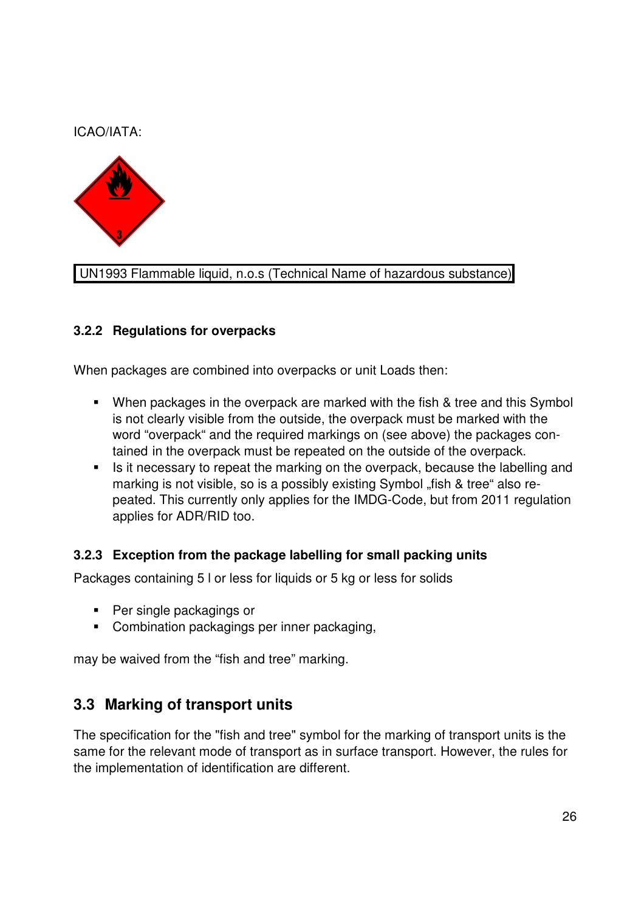ICAO/IATA:

UN1993 Flammable liquid, n.o.s (Technical Name of hazardous substance)

### 3.2.2 Regulations for overpacks

When packages are combined into overpacks or unit Loads then:

- When packages in the overpack are marked with the fish & tree and this Symbol is not clearly visible from the outside, the overpack must be marked with the word “overpack“ and the required markings on (see above) the packages contained in the overpack must be repeated on the outside of the overpack.
- Is it necessary to repeat the marking on the overpack, because the labelling and marking is not visible, so is a possibly existing Symbol „fish & tree“ also repeated. This currently only applies for the IMDG-Code, but from 2011 regulation applies for ADR/RID too.

### 3.2.3 Exception from the package labelling for small packing units

Packages containing 5 l or less for liquids or 5 kg or less for solids

- Per single packagings or
- Combination packagings per inner packaging,

may be waived from the “fish and tree” marking.

## 3.3 Marking of transport units

The specification for the "fish and tree" symbol for the marking of transport units is the same for the relevant mode of transport as in surface transport. However, the rules for the implementation of identification are different.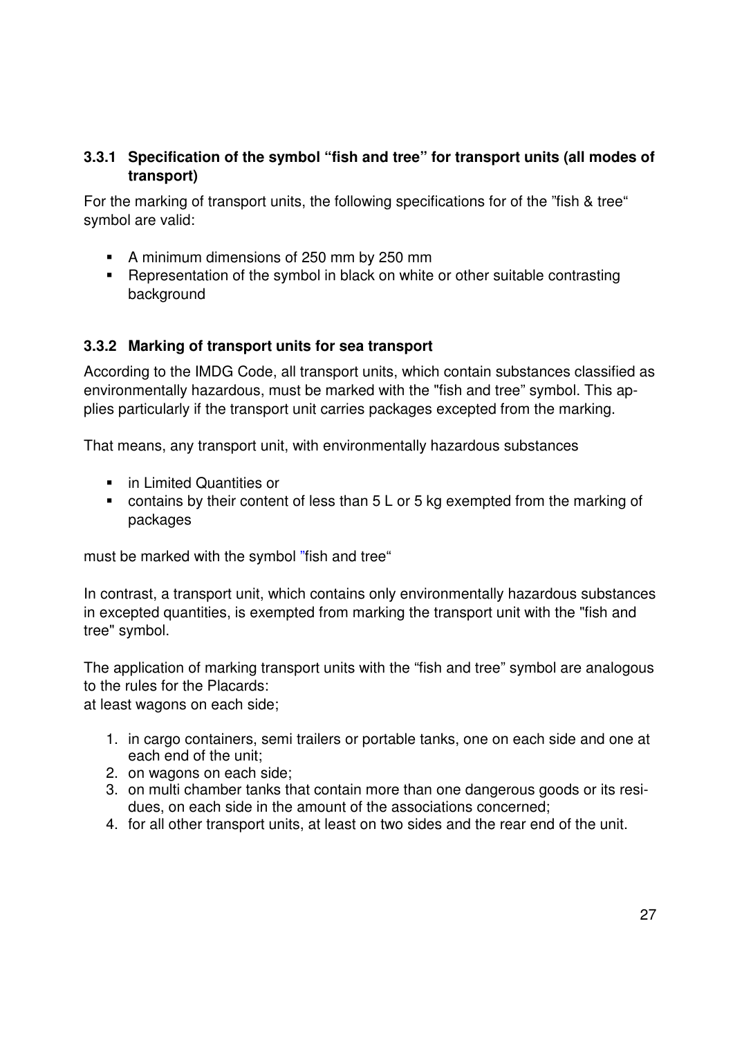### 3.3.1 Specification of the symbol "fish and tree" for transport units (all modes of transport)

For the marking of transport units, the following specifications for of the "fish & tree" symbol are valid:

- A minimum dimensions of 250 mm by 250 mm
- Representation of the symbol in black on white or other suitable contrasting background

### 3.3.2 Marking of transport units for sea transport

According to the IMDG Code, all transport units, which contain substances classified as environmentally hazardous, must be marked with the "fish and tree" symbol. This applies particularly if the transport unit carries packages excepted from the marking.

That means, any transport unit, with environmentally hazardous substances

- in Limited Quantities or
- contains by their content of less than 5 L or 5 kg exempted from the marking of packages

must be marked with the symbol "fish and tree"

In contrast, a transport unit, which contains only environmentally hazardous substances in excepted quantities, is exempted from marking the transport unit with the "fish and tree" symbol.

The application of marking transport units with the "fish and tree" symbol are analogous to the rules for the Placards:
at least wagons on each side;

1. in cargo containers, semi trailers or portable tanks, one on each side and one at each end of the unit;
2. on wagons on each side;
3. on multi chamber tanks that contain more than one dangerous goods or its residues, on each side in the amount of the associations concerned;
4. for all other transport units, at least on two sides and the rear end of the unit.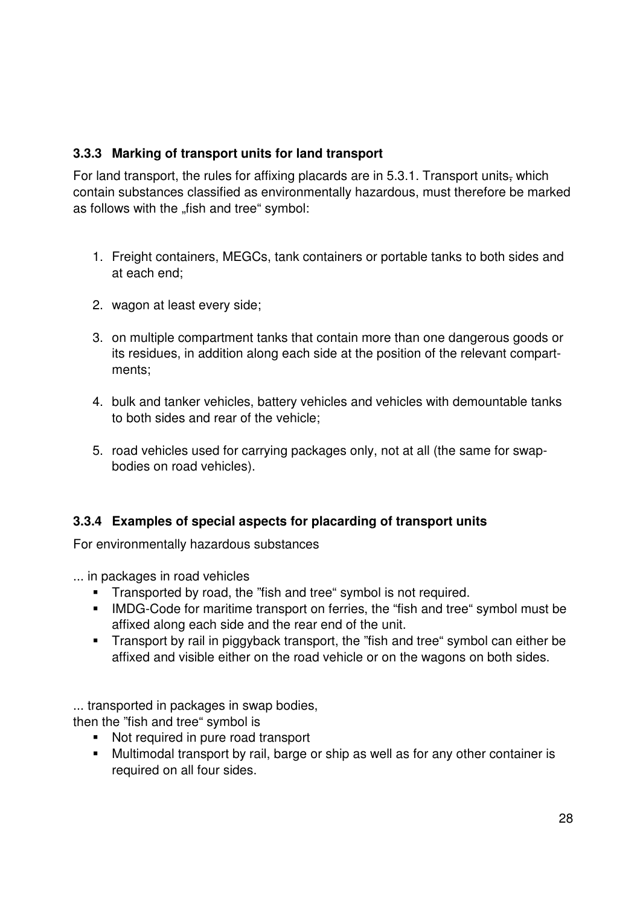### 3.3.3 Marking of transport units for land transport

For land transport, the rules for affixing placards are in 5.3.1. Transport units, which contain substances classified as environmentally hazardous, must therefore be marked as follows with the „fish and tree" symbol:

1. Freight containers, MEGCs, tank containers or portable tanks to both sides and at each end;
2. wagon at least every side;
3. on multiple compartment tanks that contain more than one dangerous goods or its residues, in addition along each side at the position of the relevant compartments;
4. bulk and tanker vehicles, battery vehicles and vehicles with demountable tanks to both sides and rear of the vehicle;
5. road vehicles used for carrying packages only, not at all (the same for swap-bodies on road vehicles).

### 3.3.4 Examples of special aspects for placarding of transport units

For environmentally hazardous substances

... in packages in road vehicles

- Transported by road, the "fish and tree" symbol is not required.
- IMDG-Code for maritime transport on ferries, the "fish and tree" symbol must be affixed along each side and the rear end of the unit.
- Transport by rail in piggyback transport, the "fish and tree" symbol can either be affixed and visible either on the road vehicle or on the wagons on both sides.

... transported in packages in swap bodies,
then the "fish and tree" symbol is

- Not required in pure road transport
- Multimodal transport by rail, barge or ship as well as for any other container is required on all four sides.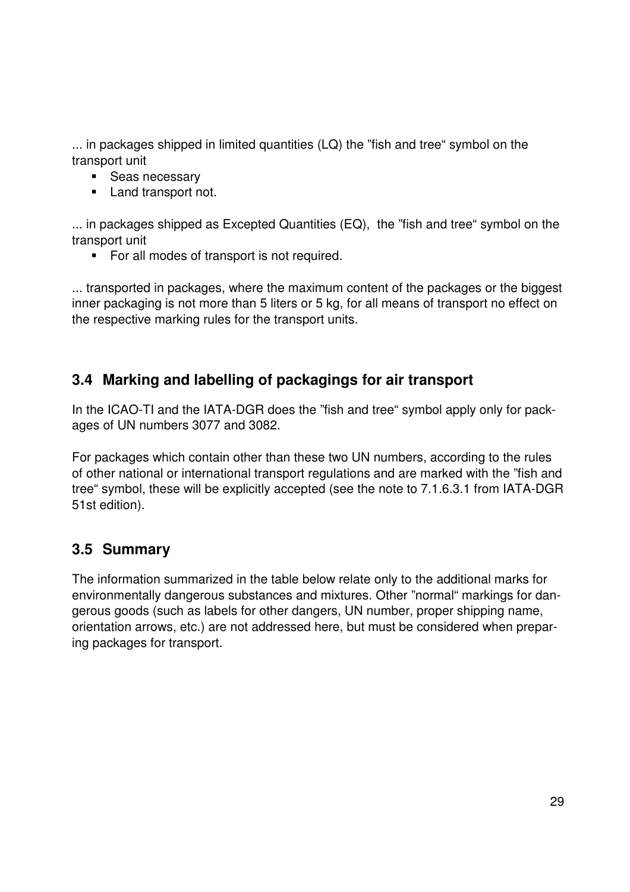... in packages shipped in limited quantities (LQ) the "fish and tree" symbol on the transport unit

- Seas necessary
- Land transport not.

... in packages shipped as Excepted Quantities (EQ), the "fish and tree" symbol on the transport unit

- For all modes of transport is not required.

... transported in packages, where the maximum content of the packages or the biggest inner packaging is not more than 5 liters or 5 kg, for all means of transport no effect on the respective marking rules for the transport units.

## 3.4 Marking and labelling of packagings for air transport

In the ICAO-TI and the IATA-DGR does the "fish and tree" symbol apply only for packages of UN numbers 3077 and 3082.

For packages which contain other than these two UN numbers, according to the rules of other national or international transport regulations and are marked with the "fish and tree" symbol, these will be explicitly accepted (see the note to 7.1.6.3.1 from IATA-DGR 51st edition).

## 3.5 Summary

The information summarized in the table below relate only to the additional marks for environmentally dangerous substances and mixtures. Other "normal" markings for dangerous goods (such as labels for other dangers, UN number, proper shipping name, orientation arrows, etc.) are not addressed here, but must be considered when preparing packages for transport.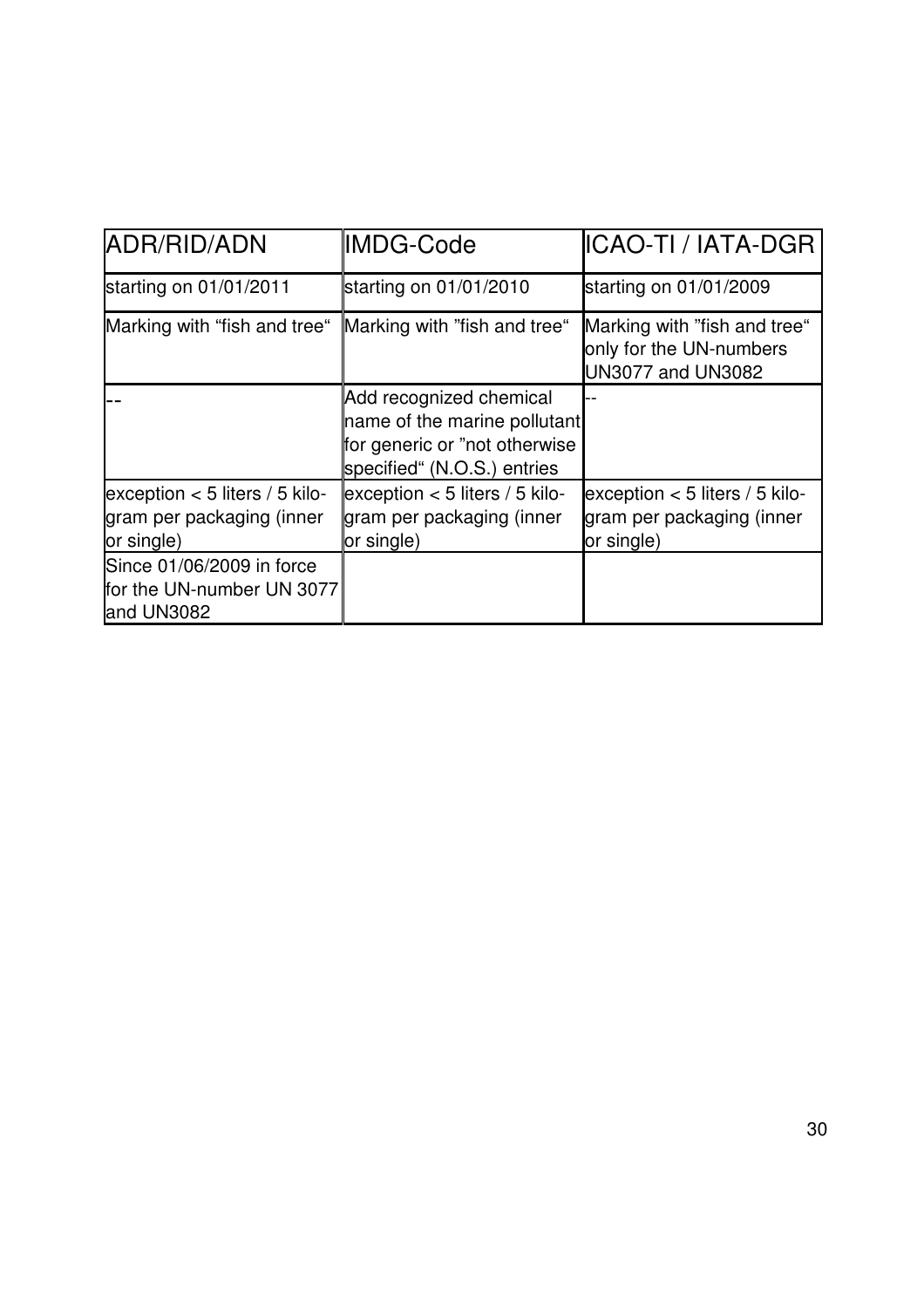| ADR/RID/ADN | IMDG-Code | ICAO-TI / IATA-DGR |
| --- | --- | --- |
| starting on 01/01/2011 | starting on 01/01/2010 | starting on 01/01/2009 |
| Marking with “fish and tree“ | Marking with ”fish and tree“ | Marking with ”fish and tree“ only for the UN-numbers UN3077 and UN3082 |
| -- | Add recognized chemical name of the marine pollutant for generic or ”not otherwise specified“ (N.O.S.) entries | -- |
| exception < 5 liters / 5 kilo-gram per packaging (inner or single) | exception < 5 liters / 5 kilo-gram per packaging (inner or single) | exception < 5 liters / 5 kilo-gram per packaging (inner or single) |
| Since 01/06/2009 in force for the UN-number UN 3077 and UN3082 | | |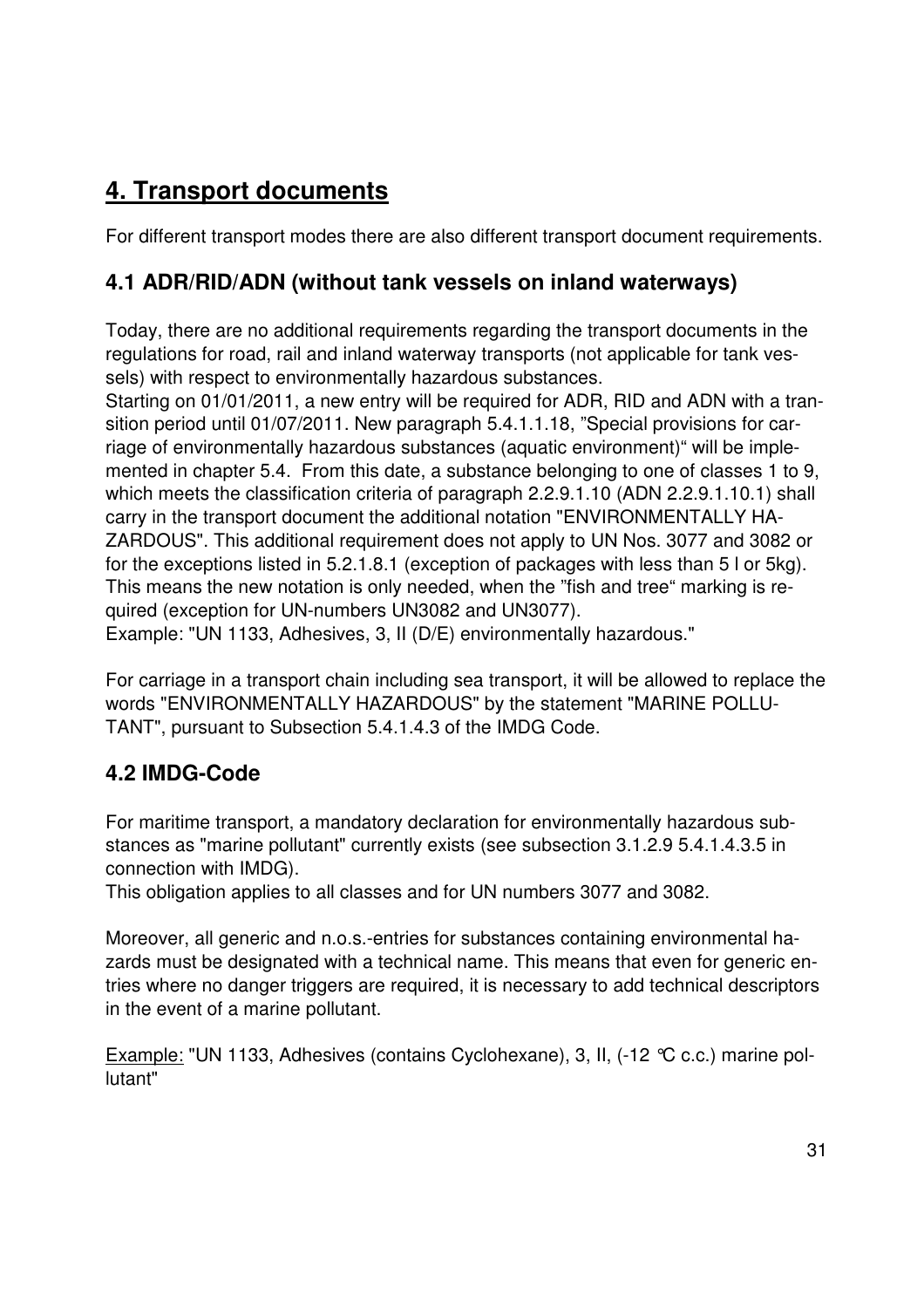# 4. Transport documents

For different transport modes there are also different transport document requirements.

## 4.1 ADR/RID/ADN (without tank vessels on inland waterways)

Today, there are no additional requirements regarding the transport documents in the regulations for road, rail and inland waterway transports (not applicable for tank vessels) with respect to environmentally hazardous substances.
Starting on 01/01/2011, a new entry will be required for ADR, RID and ADN with a transition period until 01/07/2011. New paragraph 5.4.1.1.18, "Special provisions for carriage of environmentally hazardous substances (aquatic environment)" will be implemented in chapter 5.4. From this date, a substance belonging to one of classes 1 to 9, which meets the classification criteria of paragraph 2.2.9.1.10 (ADN 2.2.9.1.10.1) shall carry in the transport document the additional notation "ENVIRONMENTALLY HAZARDOUS". This additional requirement does not apply to UN Nos. 3077 and 3082 or for the exceptions listed in 5.2.1.8.1 (exception of packages with less than 5 l or 5kg). This means the new notation is only needed, when the "fish and tree" marking is required (exception for UN-numbers UN3082 and UN3077).
Example: "UN 1133, Adhesives, 3, II (D/E) environmentally hazardous."

For carriage in a transport chain including sea transport, it will be allowed to replace the words "ENVIRONMENTALLY HAZARDOUS" by the statement "MARINE POLLUTANT", pursuant to Subsection 5.4.1.4.3 of the IMDG Code.

## 4.2 IMDG-Code

For maritime transport, a mandatory declaration for environmentally hazardous substances as "marine pollutant" currently exists (see subsection 3.1.2.9 5.4.1.4.3.5 in connection with IMDG).
This obligation applies to all classes and for UN numbers 3077 and 3082.

Moreover, all generic and n.o.s.-entries for substances containing environmental hazards must be designated with a technical name. This means that even for generic entries where no danger triggers are required, it is necessary to add technical descriptors in the event of a marine pollutant.

<u>Example:</u> "UN 1133, Adhesives (contains Cyclohexane), 3, II, (-12 °C c.c.) marine pollutant"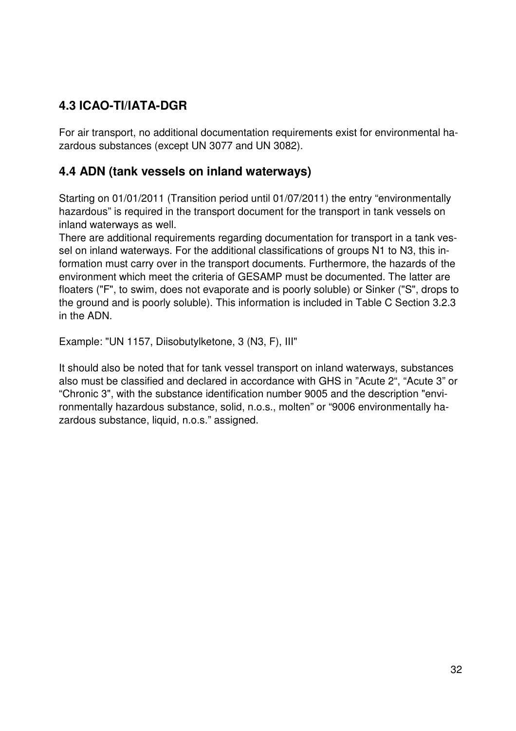## 4.3 ICAO-TI/IATA-DGR

For air transport, no additional documentation requirements exist for environmental hazardous substances (except UN 3077 and UN 3082).

## 4.4 ADN (tank vessels on inland waterways)

Starting on 01/01/2011 (Transition period until 01/07/2011) the entry “environmentally hazardous” is required in the transport document for the transport in tank vessels on inland waterways as well.
There are additional requirements regarding documentation for transport in a tank vessel on inland waterways. For the additional classifications of groups N1 to N3, this information must carry over in the transport documents. Furthermore, the hazards of the environment which meet the criteria of GESAMP must be documented. The latter are floaters ("F", to swim, does not evaporate and is poorly soluble) or Sinker ("S", drops to the ground and is poorly soluble). This information is included in Table C Section 3.2.3 in the ADN.

Example: "UN 1157, Diisobutylketone, 3 (N3, F), III"

It should also be noted that for tank vessel transport on inland waterways, substances also must be classified and declared in accordance with GHS in ”Acute 2“, “Acute 3” or “Chronic 3", with the substance identification number 9005 and the description "environmentally hazardous substance, solid, n.o.s., molten” or “9006 environmentally hazardous substance, liquid, n.o.s.” assigned.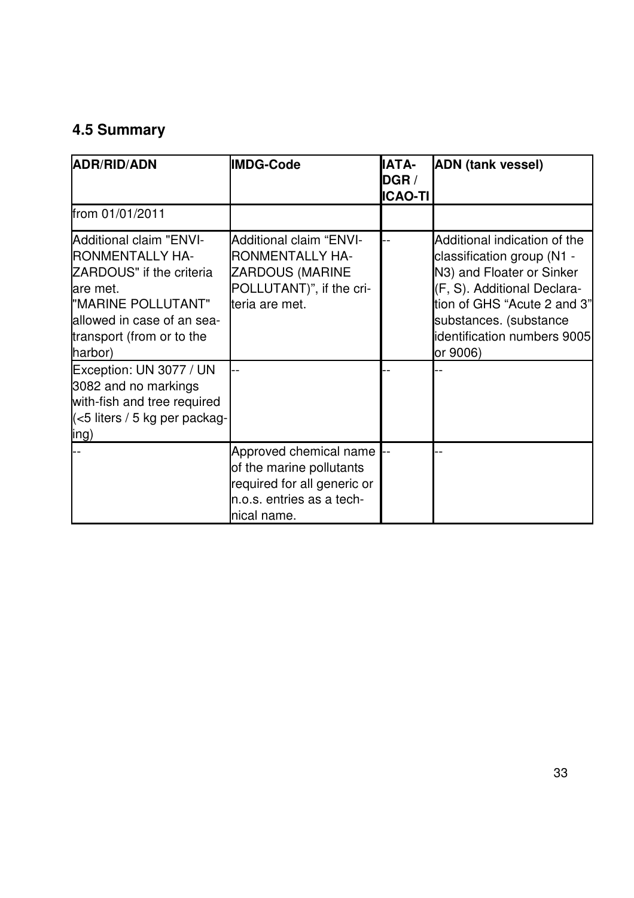## 4.5 Summary

| ADR/RID/ADN | IMDG-Code | IATA-DGR / ICAO-TI | ADN (tank vessel) |
|---|---|---|---|
| from 01/01/2011 | | | |
| Additional claim "ENVIRONMENTALLY HAZARDOUS" if the criteria are met. "MARINE POLLUTANT" allowed in case of an sea-transport (from or to the harbor) | Additional claim "ENVIRONMENTALLY HAZARDOUS (MARINE POLLUTANT)", if the criteria are met. | -- | Additional indication of the classification group (N1 - N3) and Floater or Sinker (F, S). Additional Declaration of GHS "Acute 2 and 3" substances. (substance identification numbers 9005 or 9006) |
| Exception: UN 3077 / UN 3082 and no markings with-fish and tree required (<5 liters / 5 kg per packaging) | -- | -- | -- |
| -- | Approved chemical name of the marine pollutants required for all generic or n.o.s. entries as a technical name. | -- | -- |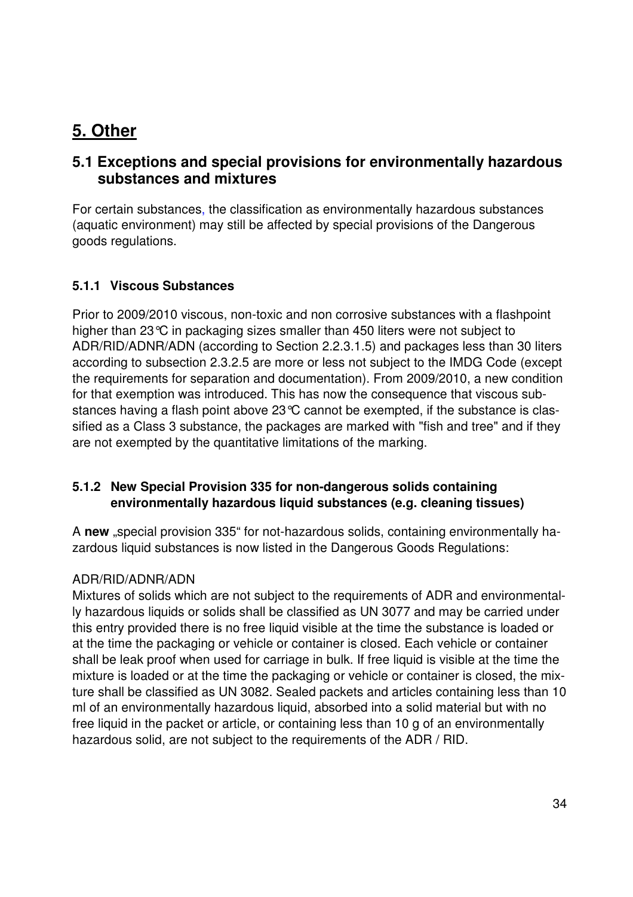# 5. Other

## 5.1 Exceptions and special provisions for environmentally hazardous substances and mixtures

For certain substances, the classification as environmentally hazardous substances (aquatic environment) may still be affected by special provisions of the Dangerous goods regulations.

### 5.1.1 Viscous Substances

Prior to 2009/2010 viscous, non-toxic and non corrosive substances with a flashpoint higher than 23°C in packaging sizes smaller than 450 liters were not subject to ADR/RID/ADNR/ADN (according to Section 2.2.3.1.5) and packages less than 30 liters according to subsection 2.3.2.5 are more or less not subject to the IMDG Code (except the requirements for separation and documentation). From 2009/2010, a new condition for that exemption was introduced. This has now the consequence that viscous substances having a flash point above 23°C cannot be exempted, if the substance is classified as a Class 3 substance, the packages are marked with "fish and tree" and if they are not exempted by the quantitative limitations of the marking.

### 5.1.2 New Special Provision 335 for non-dangerous solids containing environmentally hazardous liquid substances (e.g. cleaning tissues)

A **new** „special provision 335" for not-hazardous solids, containing environmentally hazardous liquid substances is now listed in the Dangerous Goods Regulations:

ADR/RID/ADNR/ADN
Mixtures of solids which are not subject to the requirements of ADR and environmentally hazardous liquids or solids shall be classified as UN 3077 and may be carried under this entry provided there is no free liquid visible at the time the substance is loaded or at the time the packaging or vehicle or container is closed. Each vehicle or container shall be leak proof when used for carriage in bulk. If free liquid is visible at the time the mixture is loaded or at the time the packaging or vehicle or container is closed, the mixture shall be classified as UN 3082. Sealed packets and articles containing less than 10 ml of an environmentally hazardous liquid, absorbed into a solid material but with no free liquid in the packet or article, or containing less than 10 g of an environmentally hazardous solid, are not subject to the requirements of the ADR / RID.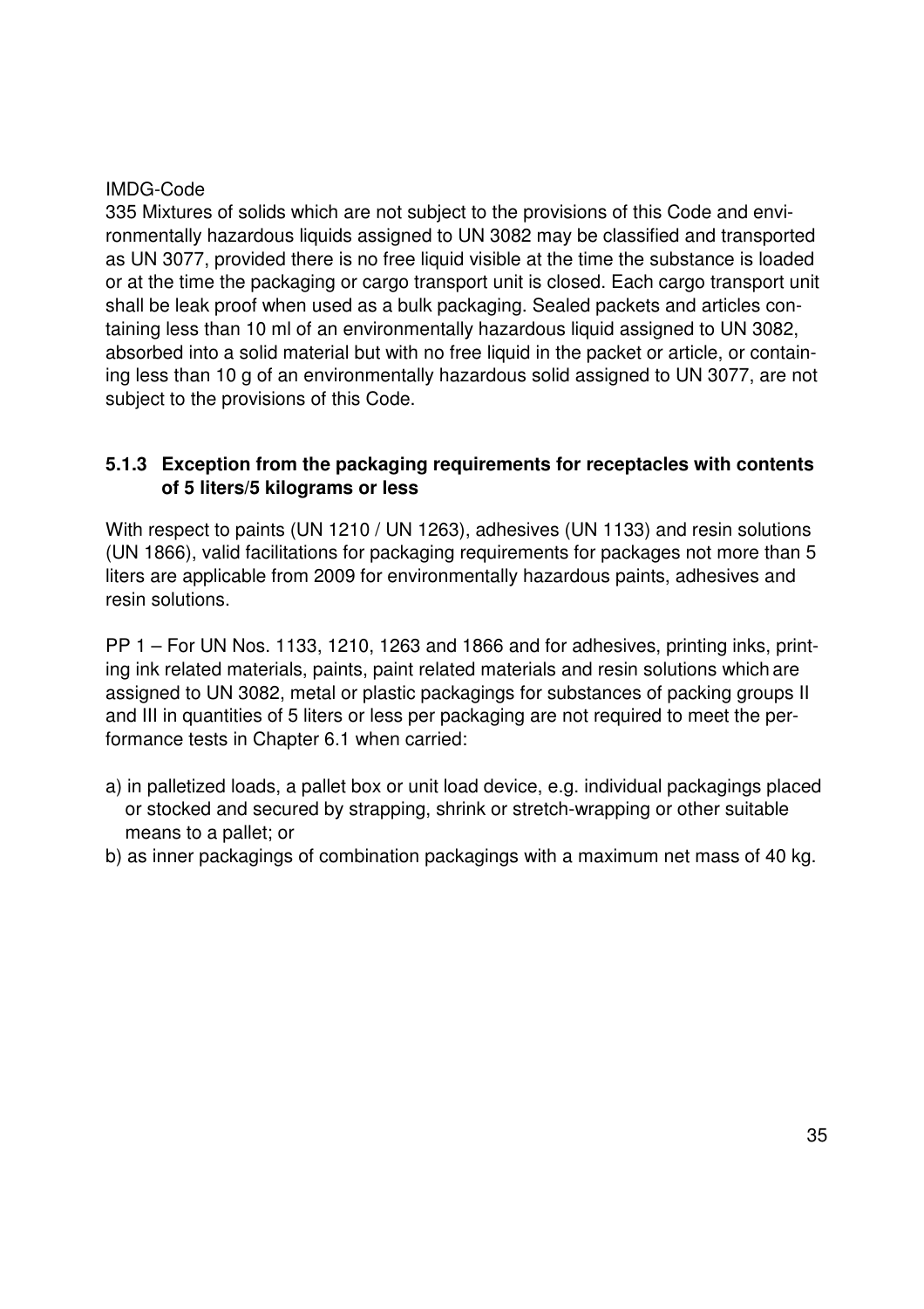IMDG-Code

335 Mixtures of solids which are not subject to the provisions of this Code and environmentally hazardous liquids assigned to UN 3082 may be classified and transported as UN 3077, provided there is no free liquid visible at the time the substance is loaded or at the time the packaging or cargo transport unit is closed. Each cargo transport unit shall be leak proof when used as a bulk packaging. Sealed packets and articles containing less than 10 ml of an environmentally hazardous liquid assigned to UN 3082, absorbed into a solid material but with no free liquid in the packet or article, or containing less than 10 g of an environmentally hazardous solid assigned to UN 3077, are not subject to the provisions of this Code.

### 5.1.3 Exception from the packaging requirements for receptacles with contents of 5 liters/5 kilograms or less

With respect to paints (UN 1210 / UN 1263), adhesives (UN 1133) and resin solutions (UN 1866), valid facilitations for packaging requirements for packages not more than 5 liters are applicable from 2009 for environmentally hazardous paints, adhesives and resin solutions.

PP 1 – For UN Nos. 1133, 1210, 1263 and 1866 and for adhesives, printing inks, printing ink related materials, paints, paint related materials and resin solutions which are assigned to UN 3082, metal or plastic packagings for substances of packing groups II and III in quantities of 5 liters or less per packaging are not required to meet the performance tests in Chapter 6.1 when carried:

a) in palletized loads, a pallet box or unit load device, e.g. individual packagings placed or stocked and secured by strapping, shrink or stretch-wrapping or other suitable means to a pallet; or

b) as inner packagings of combination packagings with a maximum net mass of 40 kg.